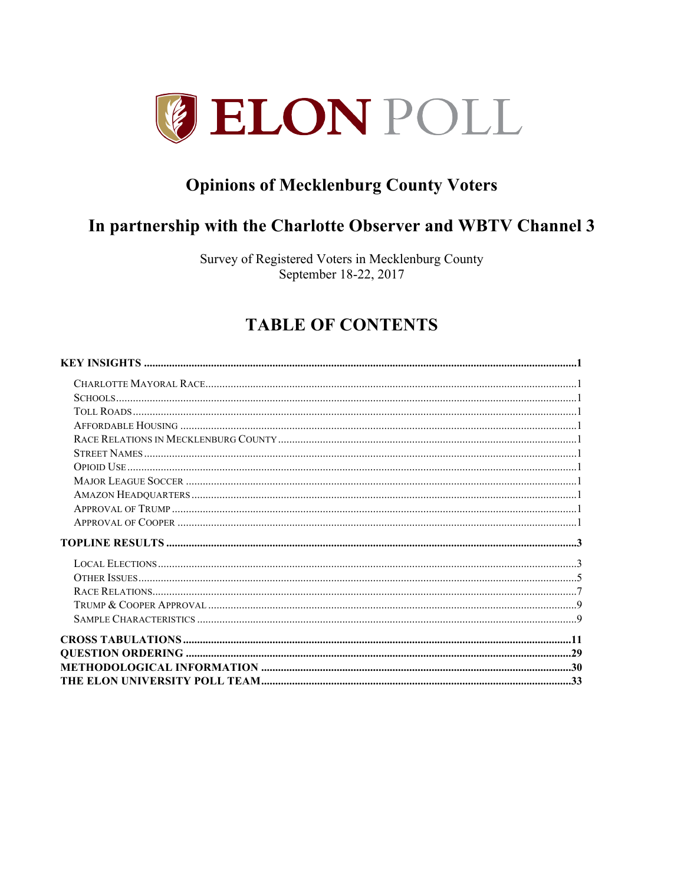# ELON POLL

## Opinions of Mecklenburg County Voters

## In partnership with the Charlotte Observer and WBTV Channel 3

Survey of Registered Voters in Mecklenburg County
September 18-22, 2017

## TABLE OF CONTENTS

**KEY INSIGHTS** .......... 1

- Charlotte Mayoral Race .......... 1
- Schools .......... 1
- Toll Roads .......... 1
- Affordable Housing .......... 1
- Race Relations in Mecklenburg County .......... 1
- Street Names .......... 1
- Opioid Use .......... 1
- Major League Soccer .......... 1
- Amazon Headquarters .......... 1
- Approval of Trump .......... 1
- Approval of Cooper .......... 1

**TOPLINE RESULTS** .......... 3

- Local Elections .......... 3
- Other Issues .......... 5
- Race Relations .......... 7
- Trump & Cooper Approval .......... 9
- Sample Characteristics .......... 9

**CROSS TABULATIONS** .......... 11

**QUESTION ORDERING** .......... 29

**METHODOLOGICAL INFORMATION** .......... 30

**THE ELON UNIVERSITY POLL TEAM** .......... 33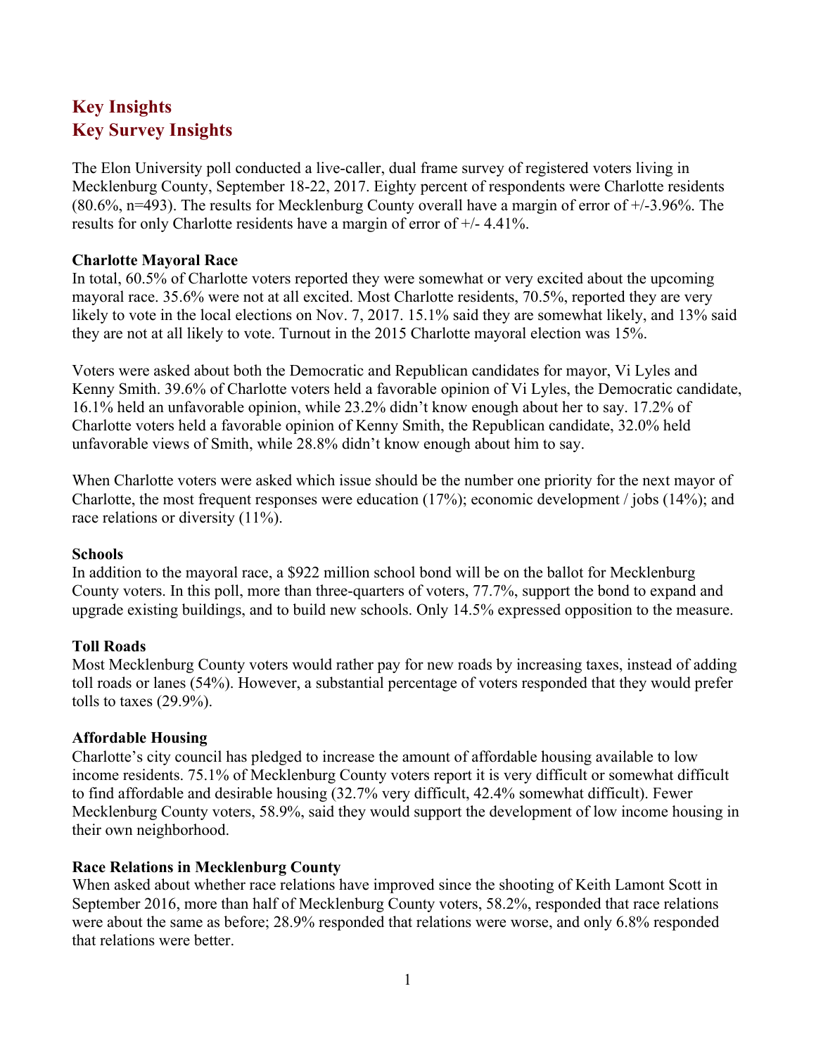## Key Insights
## Key Survey Insights

The Elon University poll conducted a live-caller, dual frame survey of registered voters living in Mecklenburg County, September 18-22, 2017. Eighty percent of respondents were Charlotte residents (80.6%, n=493). The results for Mecklenburg County overall have a margin of error of +/-3.96%. The results for only Charlotte residents have a margin of error of +/- 4.41%.

**Charlotte Mayoral Race**

In total, 60.5% of Charlotte voters reported they were somewhat or very excited about the upcoming mayoral race. 35.6% were not at all excited. Most Charlotte residents, 70.5%, reported they are very likely to vote in the local elections on Nov. 7, 2017. 15.1% said they are somewhat likely, and 13% said they are not at all likely to vote. Turnout in the 2015 Charlotte mayoral election was 15%.

Voters were asked about both the Democratic and Republican candidates for mayor, Vi Lyles and Kenny Smith. 39.6% of Charlotte voters held a favorable opinion of Vi Lyles, the Democratic candidate, 16.1% held an unfavorable opinion, while 23.2% didn't know enough about her to say. 17.2% of Charlotte voters held a favorable opinion of Kenny Smith, the Republican candidate, 32.0% held unfavorable views of Smith, while 28.8% didn't know enough about him to say.

When Charlotte voters were asked which issue should be the number one priority for the next mayor of Charlotte, the most frequent responses were education (17%); economic development / jobs (14%); and race relations or diversity (11%).

**Schools**

In addition to the mayoral race, a $922 million school bond will be on the ballot for Mecklenburg County voters. In this poll, more than three-quarters of voters, 77.7%, support the bond to expand and upgrade existing buildings, and to build new schools. Only 14.5% expressed opposition to the measure.

**Toll Roads**

Most Mecklenburg County voters would rather pay for new roads by increasing taxes, instead of adding toll roads or lanes (54%). However, a substantial percentage of voters responded that they would prefer tolls to taxes (29.9%).

**Affordable Housing**

Charlotte's city council has pledged to increase the amount of affordable housing available to low income residents. 75.1% of Mecklenburg County voters report it is very difficult or somewhat difficult to find affordable and desirable housing (32.7% very difficult, 42.4% somewhat difficult). Fewer Mecklenburg County voters, 58.9%, said they would support the development of low income housing in their own neighborhood.

**Race Relations in Mecklenburg County**

When asked about whether race relations have improved since the shooting of Keith Lamont Scott in September 2016, more than half of Mecklenburg County voters, 58.2%, responded that race relations were about the same as before; 28.9% responded that relations were worse, and only 6.8% responded that relations were better.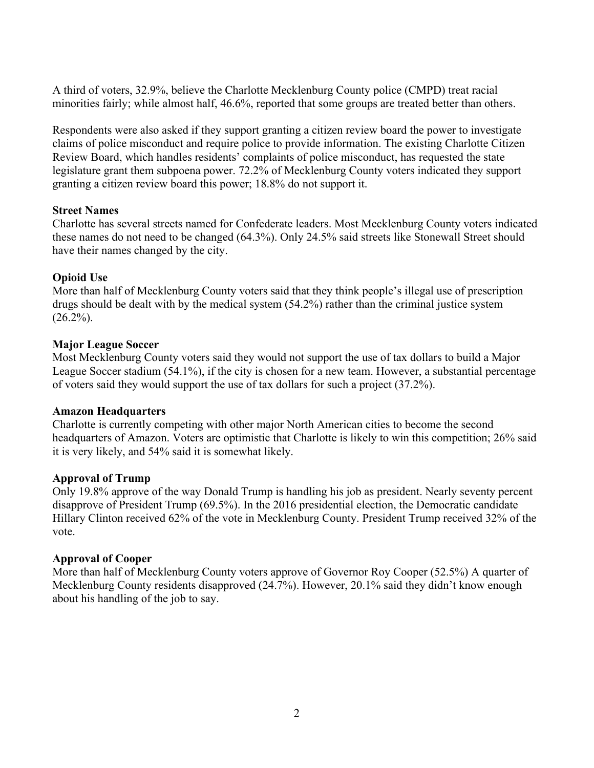A third of voters, 32.9%, believe the Charlotte Mecklenburg County police (CMPD) treat racial minorities fairly; while almost half, 46.6%, reported that some groups are treated better than others.

Respondents were also asked if they support granting a citizen review board the power to investigate claims of police misconduct and require police to provide information. The existing Charlotte Citizen Review Board, which handles residents' complaints of police misconduct, has requested the state legislature grant them subpoena power. 72.2% of Mecklenburg County voters indicated they support granting a citizen review board this power; 18.8% do not support it.

**Street Names**

Charlotte has several streets named for Confederate leaders. Most Mecklenburg County voters indicated these names do not need to be changed (64.3%). Only 24.5% said streets like Stonewall Street should have their names changed by the city.

**Opioid Use**

More than half of Mecklenburg County voters said that they think people's illegal use of prescription drugs should be dealt with by the medical system (54.2%) rather than the criminal justice system (26.2%).

**Major League Soccer**

Most Mecklenburg County voters said they would not support the use of tax dollars to build a Major League Soccer stadium (54.1%), if the city is chosen for a new team. However, a substantial percentage of voters said they would support the use of tax dollars for such a project (37.2%).

**Amazon Headquarters**

Charlotte is currently competing with other major North American cities to become the second headquarters of Amazon. Voters are optimistic that Charlotte is likely to win this competition; 26% said it is very likely, and 54% said it is somewhat likely.

**Approval of Trump**

Only 19.8% approve of the way Donald Trump is handling his job as president. Nearly seventy percent disapprove of President Trump (69.5%). In the 2016 presidential election, the Democratic candidate Hillary Clinton received 62% of the vote in Mecklenburg County. President Trump received 32% of the vote.

**Approval of Cooper**

More than half of Mecklenburg County voters approve of Governor Roy Cooper (52.5%) A quarter of Mecklenburg County residents disapproved (24.7%). However, 20.1% said they didn't know enough about his handling of the job to say.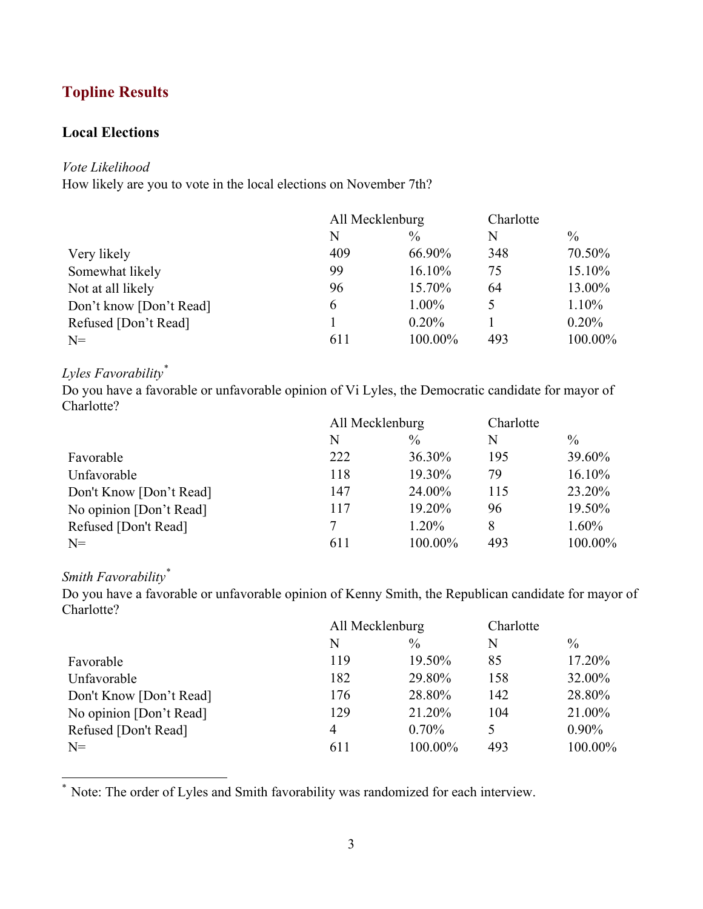## Topline Results

### Local Elections

*Vote Likelihood*

How likely are you to vote in the local elections on November 7th?

| | All Mecklenburg | | Charlotte | |
|---|---|---|---|---|
| | N | % | N | % |
| Very likely | 409 | 66.90% | 348 | 70.50% |
| Somewhat likely | 99 | 16.10% | 75 | 15.10% |
| Not at all likely | 96 | 15.70% | 64 | 13.00% |
| Don't know [Don't Read] | 6 | 1.00% | 5 | 1.10% |
| Refused [Don't Read] | 1 | 0.20% | 1 | 0.20% |
| N= | 611 | 100.00% | 493 | 100.00% |

*Lyles Favorability*[*]

Do you have a favorable or unfavorable opinion of Vi Lyles, the Democratic candidate for mayor of Charlotte?

| | All Mecklenburg | | Charlotte | |
|---|---|---|---|---|
| | N | % | N | % |
| Favorable | 222 | 36.30% | 195 | 39.60% |
| Unfavorable | 118 | 19.30% | 79 | 16.10% |
| Don't Know [Don't Read] | 147 | 24.00% | 115 | 23.20% |
| No opinion [Don't Read] | 117 | 19.20% | 96 | 19.50% |
| Refused [Don't Read] | 7 | 1.20% | 8 | 1.60% |
| N= | 611 | 100.00% | 493 | 100.00% |

*Smith Favorability*[*]

Do you have a favorable or unfavorable opinion of Kenny Smith, the Republican candidate for mayor of Charlotte?

| | All Mecklenburg | | Charlotte | |
|---|---|---|---|---|
| | N | % | N | % |
| Favorable | 119 | 19.50% | 85 | 17.20% |
| Unfavorable | 182 | 29.80% | 158 | 32.00% |
| Don't Know [Don't Read] | 176 | 28.80% | 142 | 28.80% |
| No opinion [Don't Read] | 129 | 21.20% | 104 | 21.00% |
| Refused [Don't Read] | 4 | 0.70% | 5 | 0.90% |
| N= | 611 | 100.00% | 493 | 100.00% |

[*] Note: The order of Lyles and Smith favorability was randomized for each interview.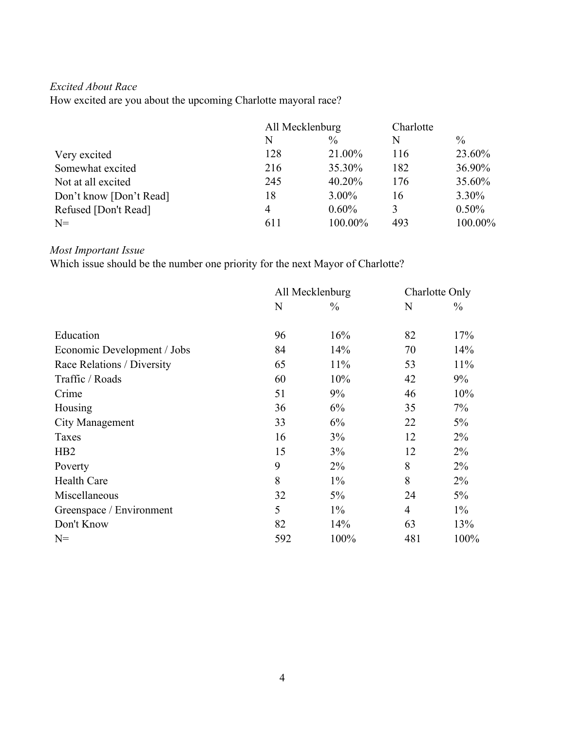*Excited About Race*

How excited are you about the upcoming Charlotte mayoral race?

| | All Mecklenburg | | Charlotte | |
|---|---|---|---|---|
| | N | % | N | % |
| Very excited | 128 | 21.00% | 116 | 23.60% |
| Somewhat excited | 216 | 35.30% | 182 | 36.90% |
| Not at all excited | 245 | 40.20% | 176 | 35.60% |
| Don’t know [Don’t Read] | 18 | 3.00% | 16 | 3.30% |
| Refused [Don't Read] | 4 | 0.60% | 3 | 0.50% |
| N= | 611 | 100.00% | 493 | 100.00% |

*Most Important Issue*

Which issue should be the number one priority for the next Mayor of Charlotte?

| | All Mecklenburg | | Charlotte Only | |
|---|---|---|---|---|
| | N | % | N | % |
| Education | 96 | 16% | 82 | 17% |
| Economic Development / Jobs | 84 | 14% | 70 | 14% |
| Race Relations / Diversity | 65 | 11% | 53 | 11% |
| Traffic / Roads | 60 | 10% | 42 | 9% |
| Crime | 51 | 9% | 46 | 10% |
| Housing | 36 | 6% | 35 | 7% |
| City Management | 33 | 6% | 22 | 5% |
| Taxes | 16 | 3% | 12 | 2% |
| HB2 | 15 | 3% | 12 | 2% |
| Poverty | 9 | 2% | 8 | 2% |
| Health Care | 8 | 1% | 8 | 2% |
| Miscellaneous | 32 | 5% | 24 | 5% |
| Greenspace / Environment | 5 | 1% | 4 | 1% |
| Don't Know | 82 | 14% | 63 | 13% |
| N= | 592 | 100% | 481 | 100% |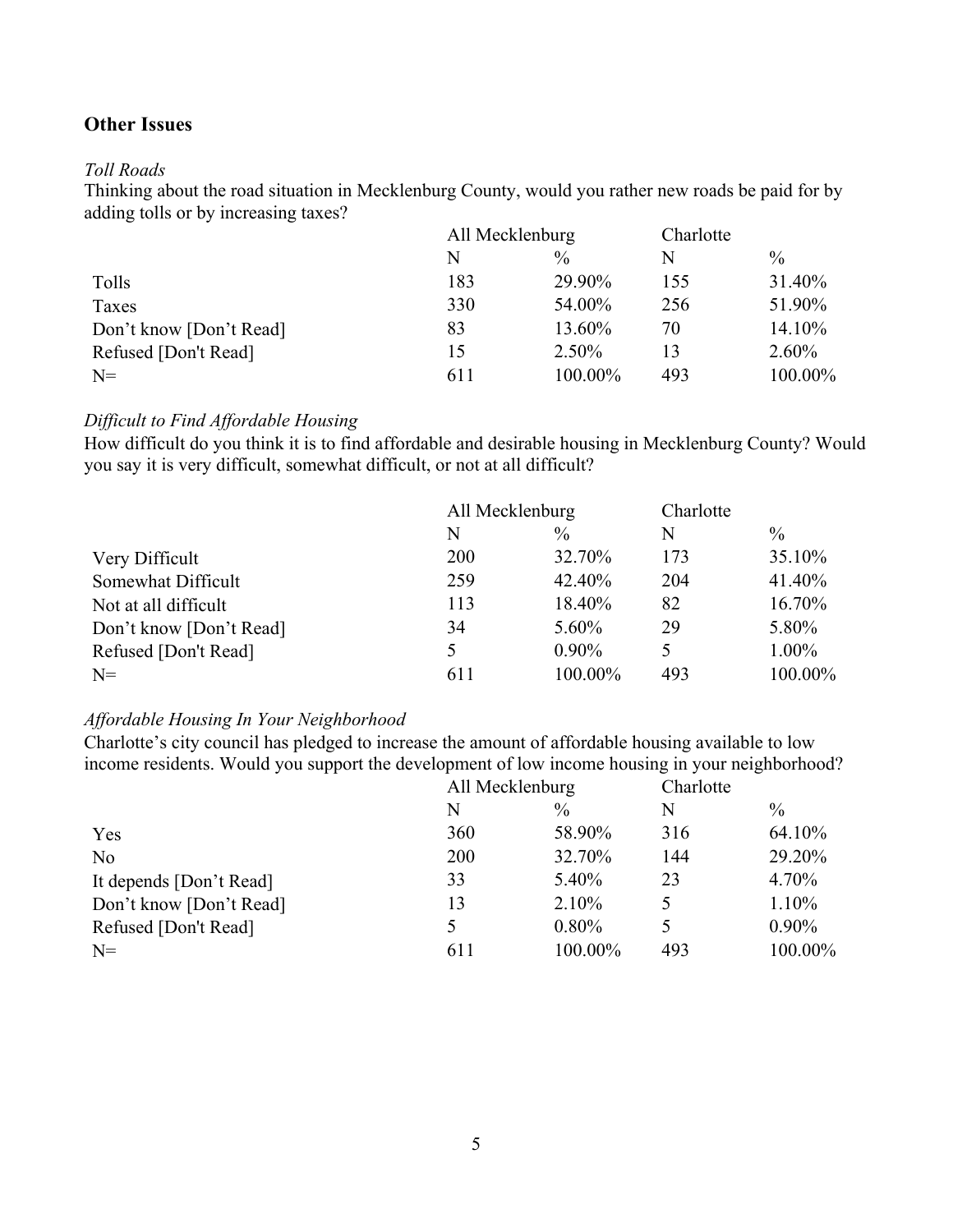## Other Issues

*Toll Roads*

Thinking about the road situation in Mecklenburg County, would you rather new roads be paid for by adding tolls or by increasing taxes?

| | All Mecklenburg | | Charlotte | |
|---|---|---|---|---|
| | N | % | N | % |
| Tolls | 183 | 29.90% | 155 | 31.40% |
| Taxes | 330 | 54.00% | 256 | 51.90% |
| Don’t know [Don’t Read] | 83 | 13.60% | 70 | 14.10% |
| Refused [Don't Read] | 15 | 2.50% | 13 | 2.60% |
| N= | 611 | 100.00% | 493 | 100.00% |

*Difficult to Find Affordable Housing*

How difficult do you think it is to find affordable and desirable housing in Mecklenburg County? Would you say it is very difficult, somewhat difficult, or not at all difficult?

| | All Mecklenburg | | Charlotte | |
|---|---|---|---|---|
| | N | % | N | % |
| Very Difficult | 200 | 32.70% | 173 | 35.10% |
| Somewhat Difficult | 259 | 42.40% | 204 | 41.40% |
| Not at all difficult | 113 | 18.40% | 82 | 16.70% |
| Don’t know [Don’t Read] | 34 | 5.60% | 29 | 5.80% |
| Refused [Don't Read] | 5 | 0.90% | 5 | 1.00% |
| N= | 611 | 100.00% | 493 | 100.00% |

*Affordable Housing In Your Neighborhood*

Charlotte’s city council has pledged to increase the amount of affordable housing available to low income residents. Would you support the development of low income housing in your neighborhood?

| | All Mecklenburg | | Charlotte | |
|---|---|---|---|---|
| | N | % | N | % |
| Yes | 360 | 58.90% | 316 | 64.10% |
| No | 200 | 32.70% | 144 | 29.20% |
| It depends [Don’t Read] | 33 | 5.40% | 23 | 4.70% |
| Don’t know [Don’t Read] | 13 | 2.10% | 5 | 1.10% |
| Refused [Don't Read] | 5 | 0.80% | 5 | 0.90% |
| N= | 611 | 100.00% | 493 | 100.00% |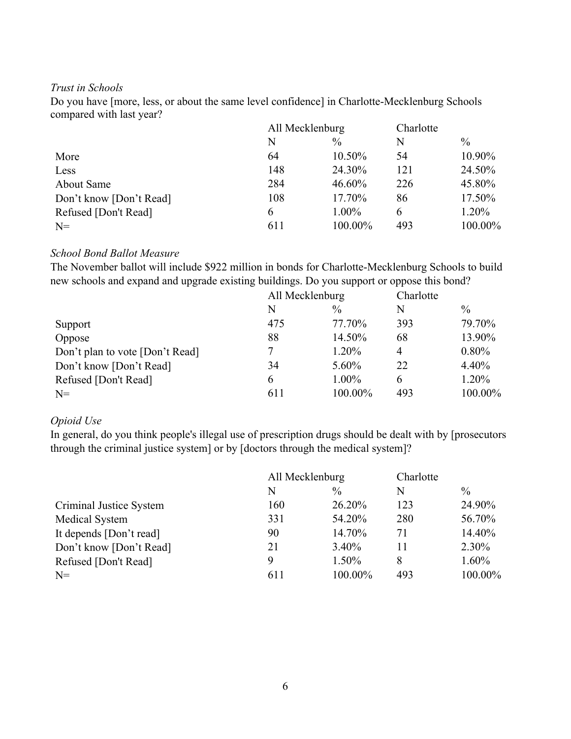*Trust in Schools*

Do you have [more, less, or about the same level confidence] in Charlotte-Mecklenburg Schools compared with last year?

| | All Mecklenburg | | Charlotte | |
|---|---|---|---|---|
| | N | % | N | % |
| More | 64 | 10.50% | 54 | 10.90% |
| Less | 148 | 24.30% | 121 | 24.50% |
| About Same | 284 | 46.60% | 226 | 45.80% |
| Don't know [Don't Read] | 108 | 17.70% | 86 | 17.50% |
| Refused [Don't Read] | 6 | 1.00% | 6 | 1.20% |
| N= | 611 | 100.00% | 493 | 100.00% |

*School Bond Ballot Measure*

The November ballot will include $922 million in bonds for Charlotte-Mecklenburg Schools to build new schools and expand and upgrade existing buildings. Do you support or oppose this bond?

| | All Mecklenburg | | Charlotte | |
|---|---|---|---|---|
| | N | % | N | % |
| Support | 475 | 77.70% | 393 | 79.70% |
| Oppose | 88 | 14.50% | 68 | 13.90% |
| Don't plan to vote [Don't Read] | 7 | 1.20% | 4 | 0.80% |
| Don't know [Don't Read] | 34 | 5.60% | 22 | 4.40% |
| Refused [Don't Read] | 6 | 1.00% | 6 | 1.20% |
| N= | 611 | 100.00% | 493 | 100.00% |

*Opioid Use*

In general, do you think people's illegal use of prescription drugs should be dealt with by [prosecutors through the criminal justice system] or by [doctors through the medical system]?

| | All Mecklenburg | | Charlotte | |
|---|---|---|---|---|
| | N | % | N | % |
| Criminal Justice System | 160 | 26.20% | 123 | 24.90% |
| Medical System | 331 | 54.20% | 280 | 56.70% |
| It depends [Don't read] | 90 | 14.70% | 71 | 14.40% |
| Don't know [Don't Read] | 21 | 3.40% | 11 | 2.30% |
| Refused [Don't Read] | 9 | 1.50% | 8 | 1.60% |
| N= | 611 | 100.00% | 493 | 100.00% |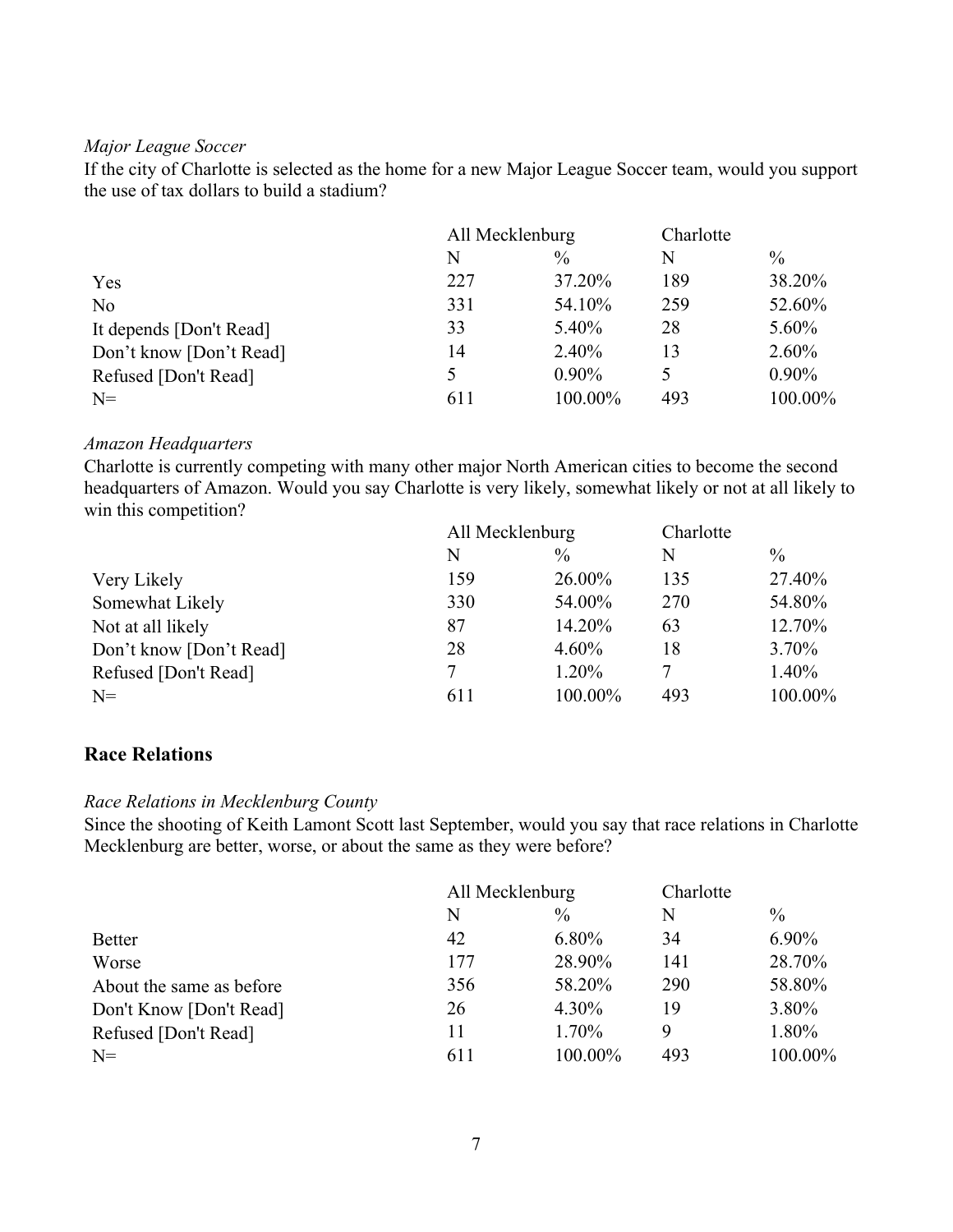*Major League Soccer*

If the city of Charlotte is selected as the home for a new Major League Soccer team, would you support the use of tax dollars to build a stadium?

| | All Mecklenburg | | Charlotte | |
|---|---|---|---|---|
| | N | % | N | % |
| Yes | 227 | 37.20% | 189 | 38.20% |
| No | 331 | 54.10% | 259 | 52.60% |
| It depends [Don't Read] | 33 | 5.40% | 28 | 5.60% |
| Don't know [Don't Read] | 14 | 2.40% | 13 | 2.60% |
| Refused [Don't Read] | 5 | 0.90% | 5 | 0.90% |
| N= | 611 | 100.00% | 493 | 100.00% |

*Amazon Headquarters*

Charlotte is currently competing with many other major North American cities to become the second headquarters of Amazon. Would you say Charlotte is very likely, somewhat likely or not at all likely to win this competition?

| | All Mecklenburg | | Charlotte | |
|---|---|---|---|---|
| | N | % | N | % |
| Very Likely | 159 | 26.00% | 135 | 27.40% |
| Somewhat Likely | 330 | 54.00% | 270 | 54.80% |
| Not at all likely | 87 | 14.20% | 63 | 12.70% |
| Don't know [Don't Read] | 28 | 4.60% | 18 | 3.70% |
| Refused [Don't Read] | 7 | 1.20% | 7 | 1.40% |
| N= | 611 | 100.00% | 493 | 100.00% |

## Race Relations

*Race Relations in Mecklenburg County*

Since the shooting of Keith Lamont Scott last September, would you say that race relations in Charlotte Mecklenburg are better, worse, or about the same as they were before?

| | All Mecklenburg | | Charlotte | |
|---|---|---|---|---|
| | N | % | N | % |
| Better | 42 | 6.80% | 34 | 6.90% |
| Worse | 177 | 28.90% | 141 | 28.70% |
| About the same as before | 356 | 58.20% | 290 | 58.80% |
| Don't Know [Don't Read] | 26 | 4.30% | 19 | 3.80% |
| Refused [Don't Read] | 11 | 1.70% | 9 | 1.80% |
| N= | 611 | 100.00% | 493 | 100.00% |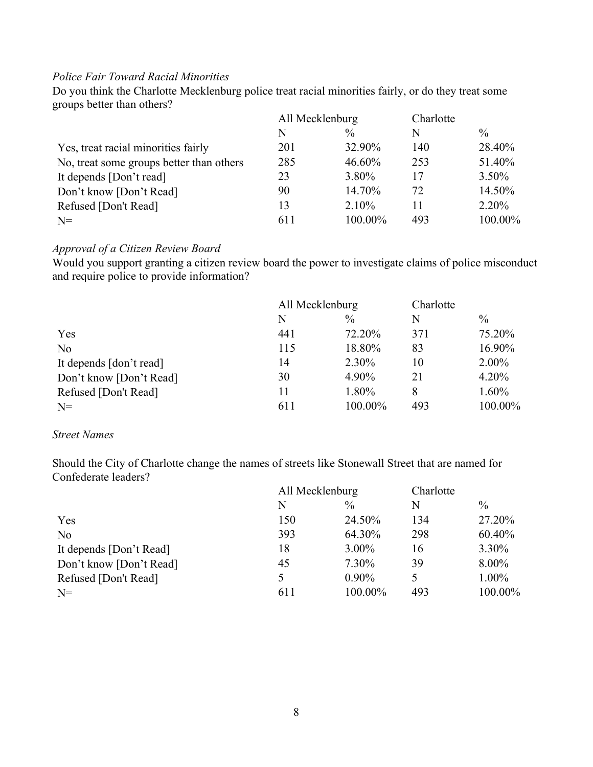*Police Fair Toward Racial Minorities*

Do you think the Charlotte Mecklenburg police treat racial minorities fairly, or do they treat some groups better than others?

| | All Mecklenburg | | Charlotte | |
|---|---|---|---|---|
| | N | % | N | % |
| Yes, treat racial minorities fairly | 201 | 32.90% | 140 | 28.40% |
| No, treat some groups better than others | 285 | 46.60% | 253 | 51.40% |
| It depends [Don't read] | 23 | 3.80% | 17 | 3.50% |
| Don't know [Don't Read] | 90 | 14.70% | 72 | 14.50% |
| Refused [Don't Read] | 13 | 2.10% | 11 | 2.20% |
| N= | 611 | 100.00% | 493 | 100.00% |

*Approval of a Citizen Review Board*

Would you support granting a citizen review board the power to investigate claims of police misconduct and require police to provide information?

| | All Mecklenburg | | Charlotte | |
|---|---|---|---|---|
| | N | % | N | % |
| Yes | 441 | 72.20% | 371 | 75.20% |
| No | 115 | 18.80% | 83 | 16.90% |
| It depends [don't read] | 14 | 2.30% | 10 | 2.00% |
| Don't know [Don't Read] | 30 | 4.90% | 21 | 4.20% |
| Refused [Don't Read] | 11 | 1.80% | 8 | 1.60% |
| N= | 611 | 100.00% | 493 | 100.00% |

*Street Names*

Should the City of Charlotte change the names of streets like Stonewall Street that are named for Confederate leaders?

| | All Mecklenburg | | Charlotte | |
|---|---|---|---|---|
| | N | % | N | % |
| Yes | 150 | 24.50% | 134 | 27.20% |
| No | 393 | 64.30% | 298 | 60.40% |
| It depends [Don't Read] | 18 | 3.00% | 16 | 3.30% |
| Don't know [Don't Read] | 45 | 7.30% | 39 | 8.00% |
| Refused [Don't Read] | 5 | 0.90% | 5 | 1.00% |
| N= | 611 | 100.00% | 493 | 100.00% |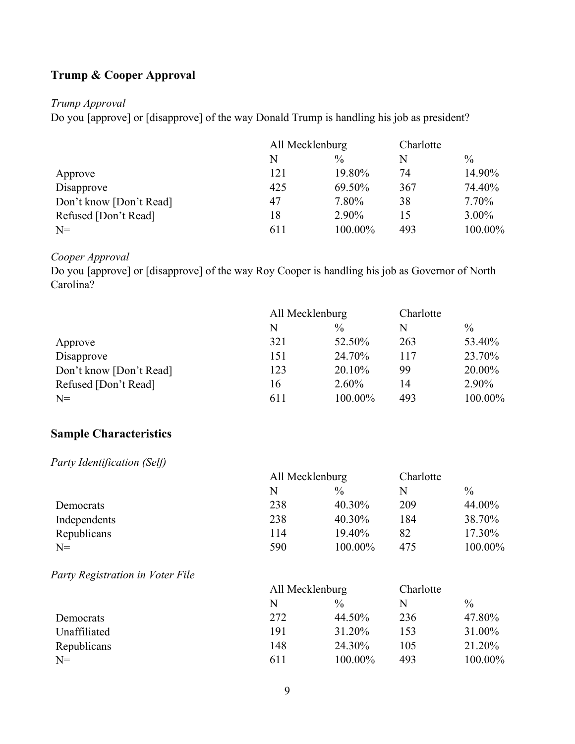## Trump & Cooper Approval

*Trump Approval*

Do you [approve] or [disapprove] of the way Donald Trump is handling his job as president?

| | All Mecklenburg | | Charlotte | |
|---|---|---|---|---|
| | N | % | N | % |
| Approve | 121 | 19.80% | 74 | 14.90% |
| Disapprove | 425 | 69.50% | 367 | 74.40% |
| Don't know [Don't Read] | 47 | 7.80% | 38 | 7.70% |
| Refused [Don't Read] | 18 | 2.90% | 15 | 3.00% |
| N= | 611 | 100.00% | 493 | 100.00% |

*Cooper Approval*

Do you [approve] or [disapprove] of the way Roy Cooper is handling his job as Governor of North Carolina?

| | All Mecklenburg | | Charlotte | |
|---|---|---|---|---|
| | N | % | N | % |
| Approve | 321 | 52.50% | 263 | 53.40% |
| Disapprove | 151 | 24.70% | 117 | 23.70% |
| Don't know [Don't Read] | 123 | 20.10% | 99 | 20.00% |
| Refused [Don't Read] | 16 | 2.60% | 14 | 2.90% |
| N= | 611 | 100.00% | 493 | 100.00% |

## Sample Characteristics

*Party Identification (Self)*

| | All Mecklenburg | | Charlotte | |
|---|---|---|---|---|
| | N | % | N | % |
| Democrats | 238 | 40.30% | 209 | 44.00% |
| Independents | 238 | 40.30% | 184 | 38.70% |
| Republicans | 114 | 19.40% | 82 | 17.30% |
| N= | 590 | 100.00% | 475 | 100.00% |

*Party Registration in Voter File*

| | All Mecklenburg | | Charlotte | |
|---|---|---|---|---|
| | N | % | N | % |
| Democrats | 272 | 44.50% | 236 | 47.80% |
| Unaffiliated | 191 | 31.20% | 153 | 31.00% |
| Republicans | 148 | 24.30% | 105 | 21.20% |
| N= | 611 | 100.00% | 493 | 100.00% |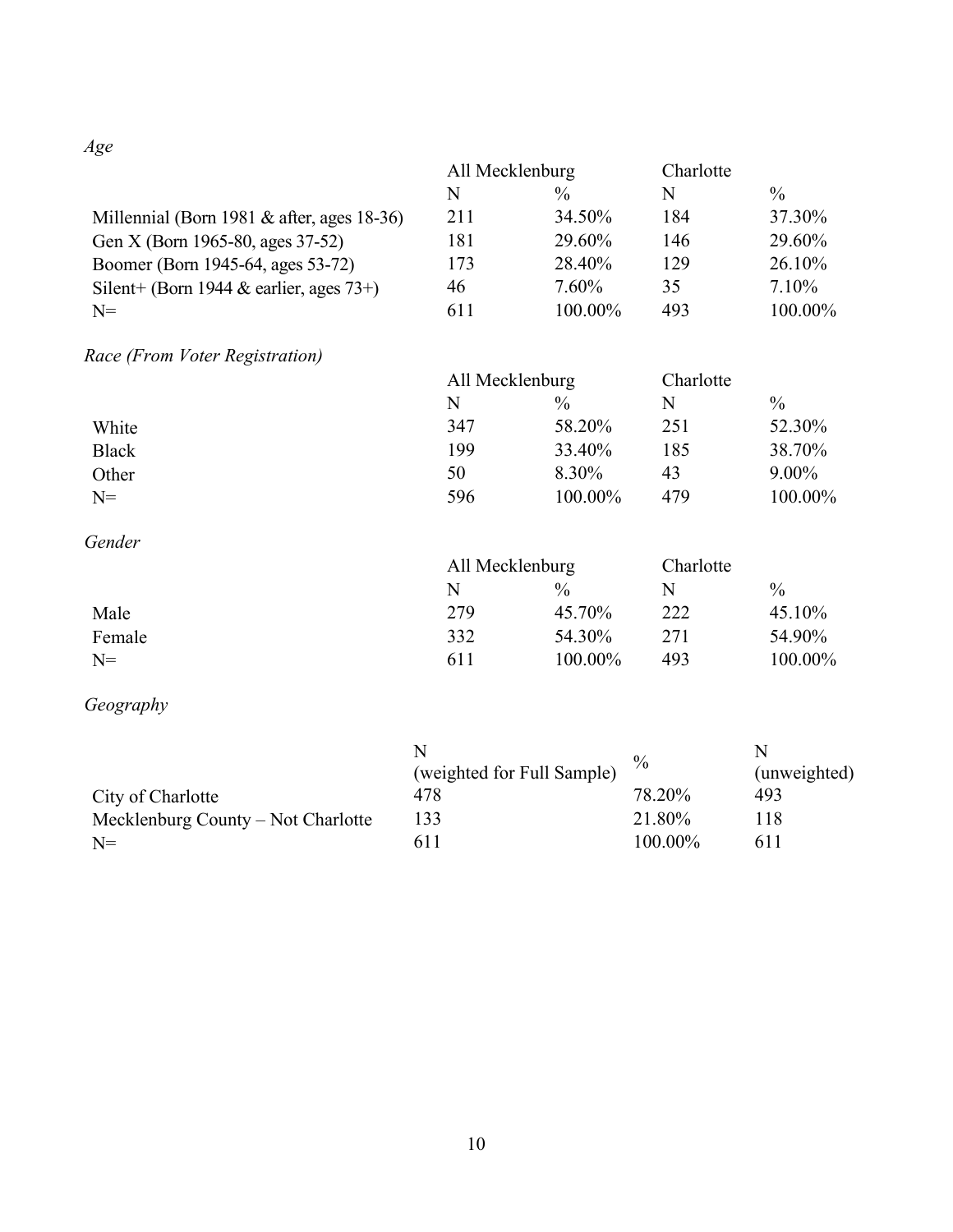*Age*

| | All Mecklenburg | | Charlotte | |
|---|---|---|---|---|
| | N | % | N | % |
| Millennial (Born 1981 & after, ages 18-36) | 211 | 34.50% | 184 | 37.30% |
| Gen X (Born 1965-80, ages 37-52) | 181 | 29.60% | 146 | 29.60% |
| Boomer (Born 1945-64, ages 53-72) | 173 | 28.40% | 129 | 26.10% |
| Silent+ (Born 1944 & earlier, ages 73+) | 46 | 7.60% | 35 | 7.10% |
| N= | 611 | 100.00% | 493 | 100.00% |

*Race (From Voter Registration)*

| | All Mecklenburg | | Charlotte | |
|---|---|---|---|---|
| | N | % | N | % |
| White | 347 | 58.20% | 251 | 52.30% |
| Black | 199 | 33.40% | 185 | 38.70% |
| Other | 50 | 8.30% | 43 | 9.00% |
| N= | 596 | 100.00% | 479 | 100.00% |

*Gender*

| | All Mecklenburg | | Charlotte | |
|---|---|---|---|---|
| | N | % | N | % |
| Male | 279 | 45.70% | 222 | 45.10% |
| Female | 332 | 54.30% | 271 | 54.90% |
| N= | 611 | 100.00% | 493 | 100.00% |

*Geography*

| | N (weighted for Full Sample) | % | N (unweighted) |
|---|---|---|---|
| City of Charlotte | 478 | 78.20% | 493 |
| Mecklenburg County – Not Charlotte | 133 | 21.80% | 118 |
| N= | 611 | 100.00% | 611 |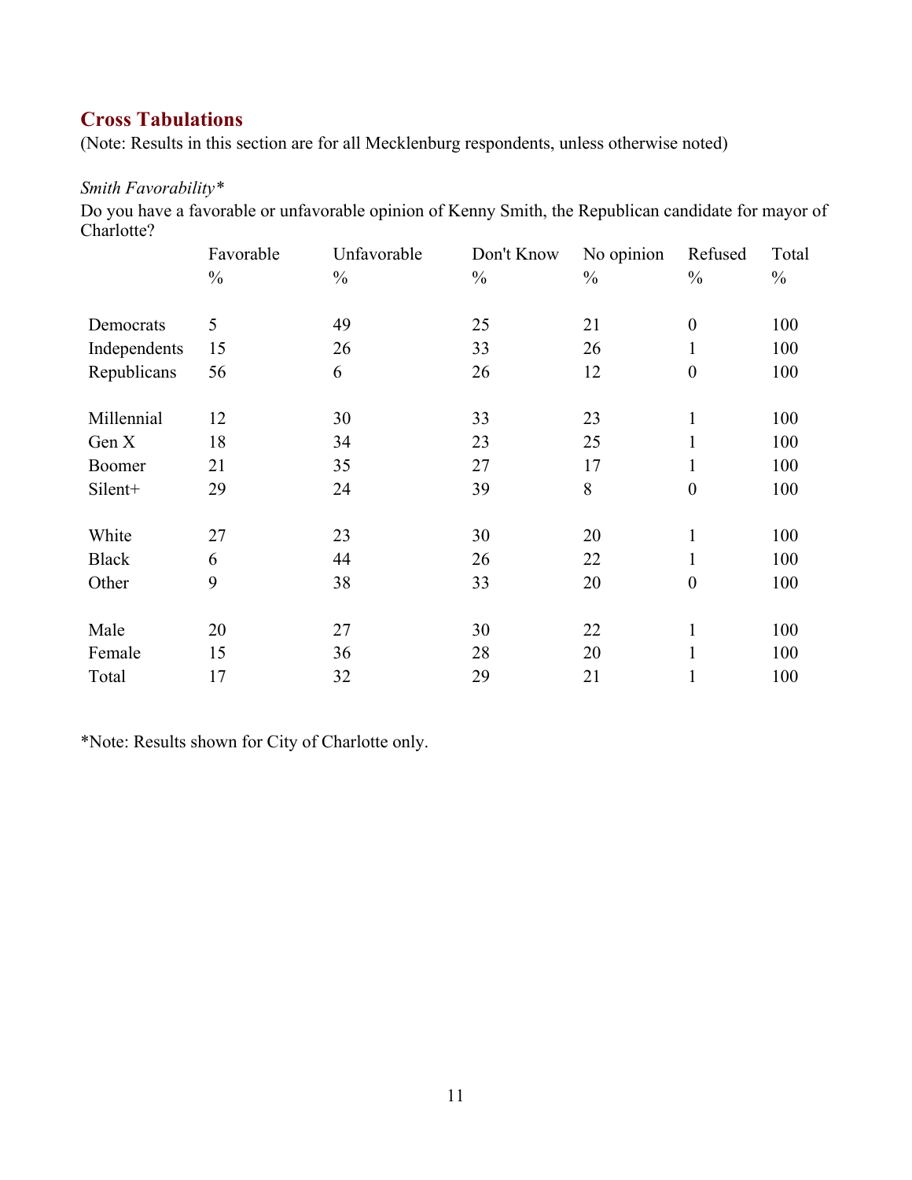## Cross Tabulations

(Note: Results in this section are for all Mecklenburg respondents, unless otherwise noted)

*Smith Favorability**

Do you have a favorable or unfavorable opinion of Kenny Smith, the Republican candidate for mayor of Charlotte?

| | Favorable % | Unfavorable % | Don't Know % | No opinion % | Refused % | Total % |
|---|---|---|---|---|---|---|
| Democrats | 5 | 49 | 25 | 21 | 0 | 100 |
| Independents | 15 | 26 | 33 | 26 | 1 | 100 |
| Republicans | 56 | 6 | 26 | 12 | 0 | 100 |
| | | | | | | |
| Millennial | 12 | 30 | 33 | 23 | 1 | 100 |
| Gen X | 18 | 34 | 23 | 25 | 1 | 100 |
| Boomer | 21 | 35 | 27 | 17 | 1 | 100 |
| Silent+ | 29 | 24 | 39 | 8 | 0 | 100 |
| | | | | | | |
| White | 27 | 23 | 30 | 20 | 1 | 100 |
| Black | 6 | 44 | 26 | 22 | 1 | 100 |
| Other | 9 | 38 | 33 | 20 | 0 | 100 |
| | | | | | | |
| Male | 20 | 27 | 30 | 22 | 1 | 100 |
| Female | 15 | 36 | 28 | 20 | 1 | 100 |
| Total | 17 | 32 | 29 | 21 | 1 | 100 |

*Note: Results shown for City of Charlotte only.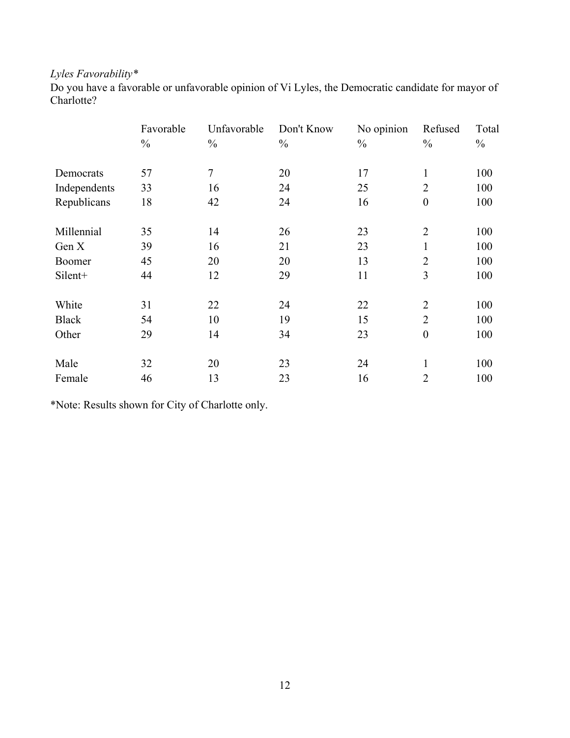*Lyles Favorability**

Do you have a favorable or unfavorable opinion of Vi Lyles, the Democratic candidate for mayor of Charlotte?

| | Favorable<br>% | Unfavorable<br>% | Don't Know<br>% | No opinion<br>% | Refused<br>% | Total<br>% |
|---|---|---|---|---|---|---|
| Democrats | 57 | 7 | 20 | 17 | 1 | 100 |
| Independents | 33 | 16 | 24 | 25 | 2 | 100 |
| Republicans | 18 | 42 | 24 | 16 | 0 | 100 |
| | | | | | | |
| Millennial | 35 | 14 | 26 | 23 | 2 | 100 |
| Gen X | 39 | 16 | 21 | 23 | 1 | 100 |
| Boomer | 45 | 20 | 20 | 13 | 2 | 100 |
| Silent+ | 44 | 12 | 29 | 11 | 3 | 100 |
| | | | | | | |
| White | 31 | 22 | 24 | 22 | 2 | 100 |
| Black | 54 | 10 | 19 | 15 | 2 | 100 |
| Other | 29 | 14 | 34 | 23 | 0 | 100 |
| | | | | | | |
| Male | 32 | 20 | 23 | 24 | 1 | 100 |
| Female | 46 | 13 | 23 | 16 | 2 | 100 |

*Note: Results shown for City of Charlotte only.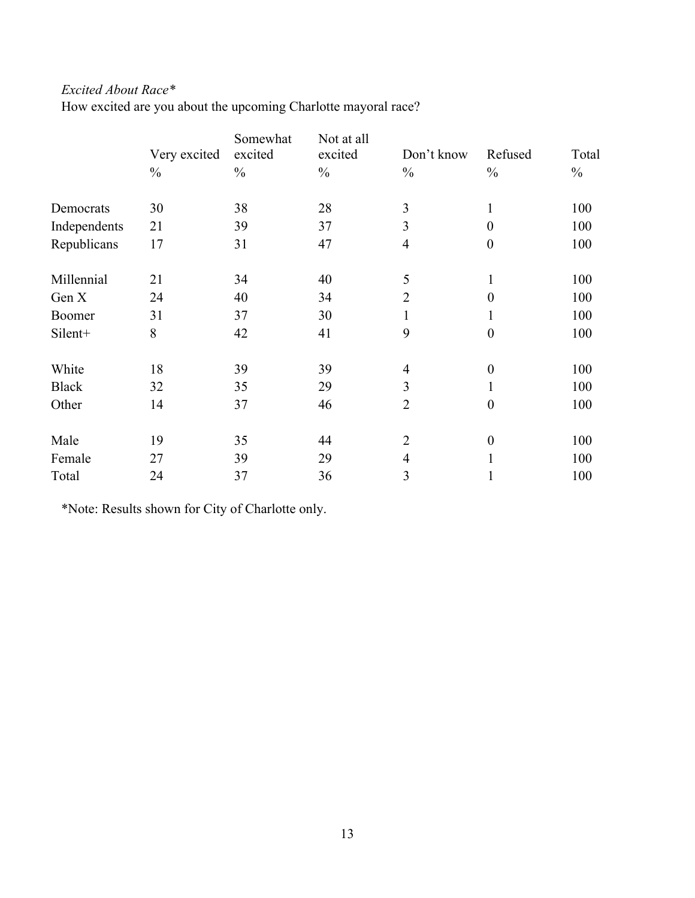*Excited About Race\**

How excited are you about the upcoming Charlotte mayoral race?

| | Very excited | Somewhat excited | Not at all excited | Don't know | Refused | Total |
|---|---|---|---|---|---|---|
| | % | % | % | % | % | % |
| Democrats | 30 | 38 | 28 | 3 | 1 | 100 |
| Independents | 21 | 39 | 37 | 3 | 0 | 100 |
| Republicans | 17 | 31 | 47 | 4 | 0 | 100 |
| Millennial | 21 | 34 | 40 | 5 | 1 | 100 |
| Gen X | 24 | 40 | 34 | 2 | 0 | 100 |
| Boomer | 31 | 37 | 30 | 1 | 1 | 100 |
| Silent+ | 8 | 42 | 41 | 9 | 0 | 100 |
| White | 18 | 39 | 39 | 4 | 0 | 100 |
| Black | 32 | 35 | 29 | 3 | 1 | 100 |
| Other | 14 | 37 | 46 | 2 | 0 | 100 |
| Male | 19 | 35 | 44 | 2 | 0 | 100 |
| Female | 27 | 39 | 29 | 4 | 1 | 100 |
| Total | 24 | 37 | 36 | 3 | 1 | 100 |

*Note: Results shown for City of Charlotte only.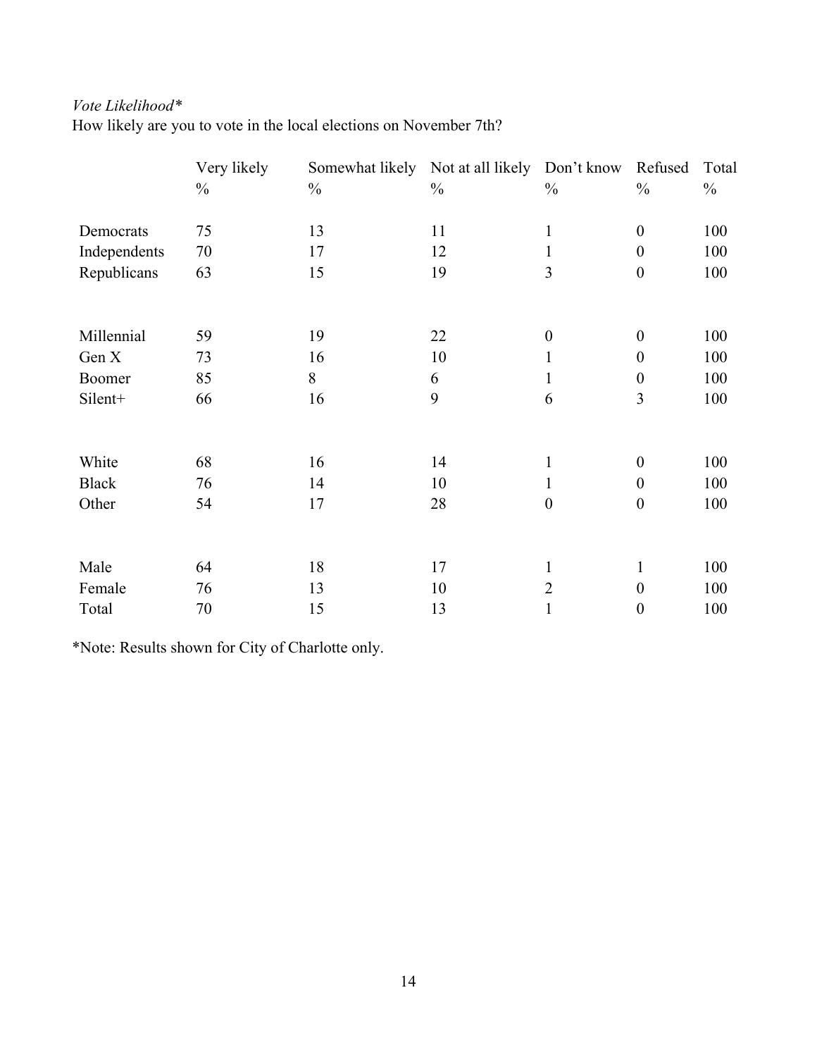*Vote Likelihood**

How likely are you to vote in the local elections on November 7th?

| | Very likely % | Somewhat likely % | Not at all likely % | Don't know % | Refused % | Total % |
|---|---|---|---|---|---|---|
| Democrats | 75 | 13 | 11 | 1 | 0 | 100 |
| Independents | 70 | 17 | 12 | 1 | 0 | 100 |
| Republicans | 63 | 15 | 19 | 3 | 0 | 100 |
| | | | | | | |
| Millennial | 59 | 19 | 22 | 0 | 0 | 100 |
| Gen X | 73 | 16 | 10 | 1 | 0 | 100 |
| Boomer | 85 | 8 | 6 | 1 | 0 | 100 |
| Silent+ | 66 | 16 | 9 | 6 | 3 | 100 |
| | | | | | | |
| White | 68 | 16 | 14 | 1 | 0 | 100 |
| Black | 76 | 14 | 10 | 1 | 0 | 100 |
| Other | 54 | 17 | 28 | 0 | 0 | 100 |
| | | | | | | |
| Male | 64 | 18 | 17 | 1 | 1 | 100 |
| Female | 76 | 13 | 10 | 2 | 0 | 100 |
| Total | 70 | 15 | 13 | 1 | 0 | 100 |

*Note: Results shown for City of Charlotte only.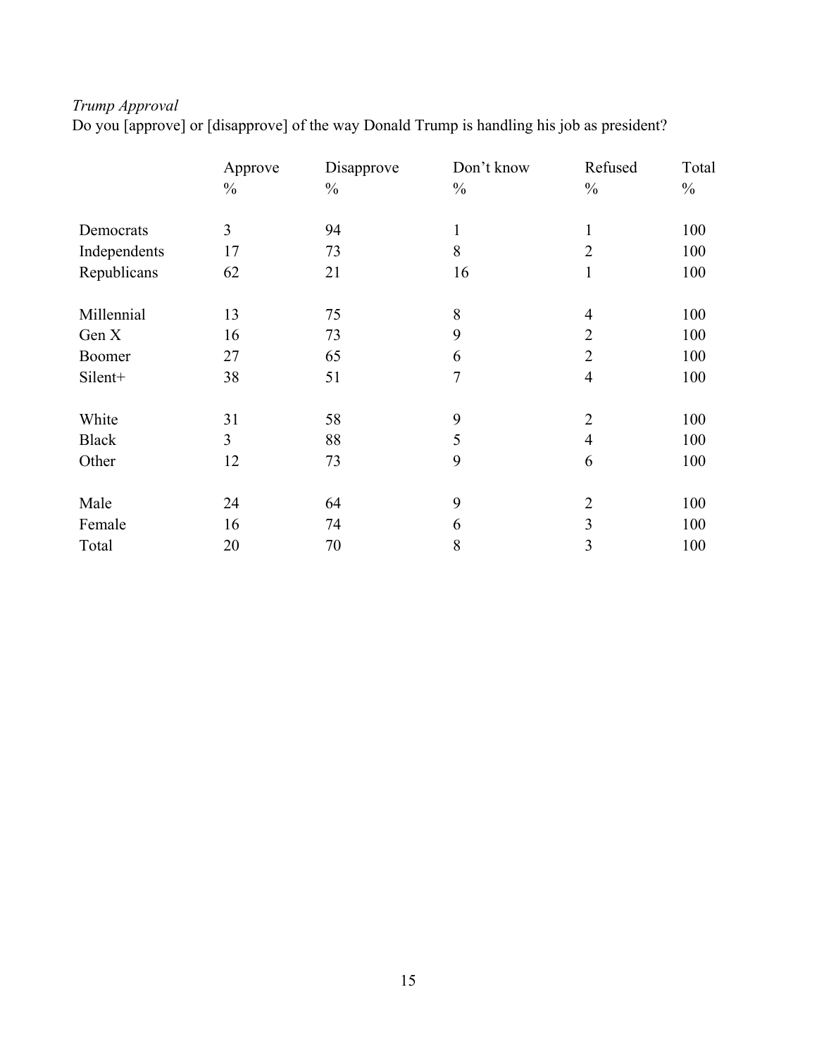*Trump Approval*

Do you [approve] or [disapprove] of the way Donald Trump is handling his job as president?

| | Approve<br>% | Disapprove<br>% | Don't know<br>% | Refused<br>% | Total<br>% |
|---|---|---|---|---|---|
| Democrats | 3 | 94 | 1 | 1 | 100 |
| Independents | 17 | 73 | 8 | 2 | 100 |
| Republicans | 62 | 21 | 16 | 1 | 100 |
| | | | | | |
| Millennial | 13 | 75 | 8 | 4 | 100 |
| Gen X | 16 | 73 | 9 | 2 | 100 |
| Boomer | 27 | 65 | 6 | 2 | 100 |
| Silent+ | 38 | 51 | 7 | 4 | 100 |
| | | | | | |
| White | 31 | 58 | 9 | 2 | 100 |
| Black | 3 | 88 | 5 | 4 | 100 |
| Other | 12 | 73 | 9 | 6 | 100 |
| | | | | | |
| Male | 24 | 64 | 9 | 2 | 100 |
| Female | 16 | 74 | 6 | 3 | 100 |
| Total | 20 | 70 | 8 | 3 | 100 |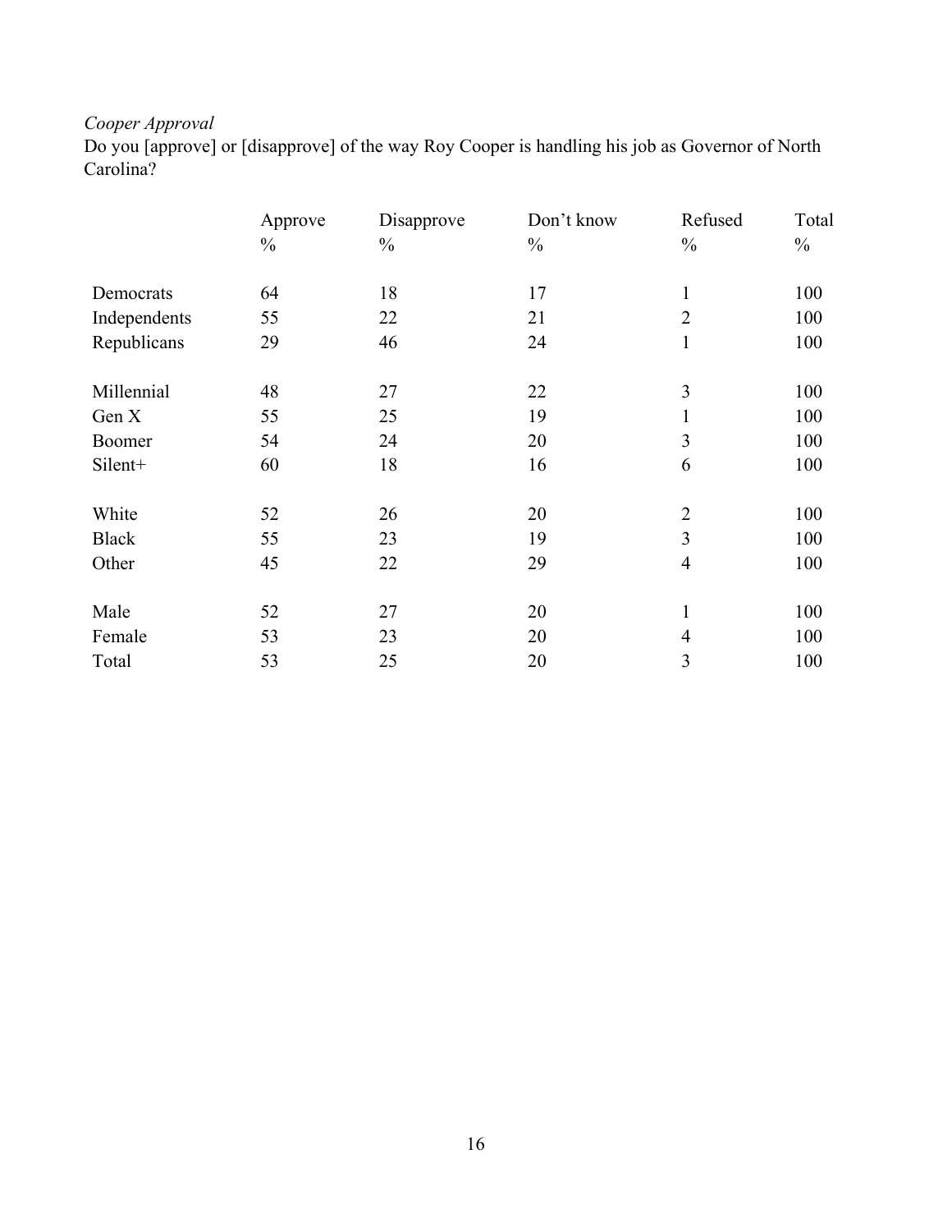*Cooper Approval*

Do you [approve] or [disapprove] of the way Roy Cooper is handling his job as Governor of North Carolina?

| | Approve | Disapprove | Don't know | Refused | Total |
|---|---|---|---|---|---|
| | % | % | % | % | % |
| Democrats | 64 | 18 | 17 | 1 | 100 |
| Independents | 55 | 22 | 21 | 2 | 100 |
| Republicans | 29 | 46 | 24 | 1 | 100 |
| Millennial | 48 | 27 | 22 | 3 | 100 |
| Gen X | 55 | 25 | 19 | 1 | 100 |
| Boomer | 54 | 24 | 20 | 3 | 100 |
| Silent+ | 60 | 18 | 16 | 6 | 100 |
| White | 52 | 26 | 20 | 2 | 100 |
| Black | 55 | 23 | 19 | 3 | 100 |
| Other | 45 | 22 | 29 | 4 | 100 |
| Male | 52 | 27 | 20 | 1 | 100 |
| Female | 53 | 23 | 20 | 4 | 100 |
| Total | 53 | 25 | 20 | 3 | 100 |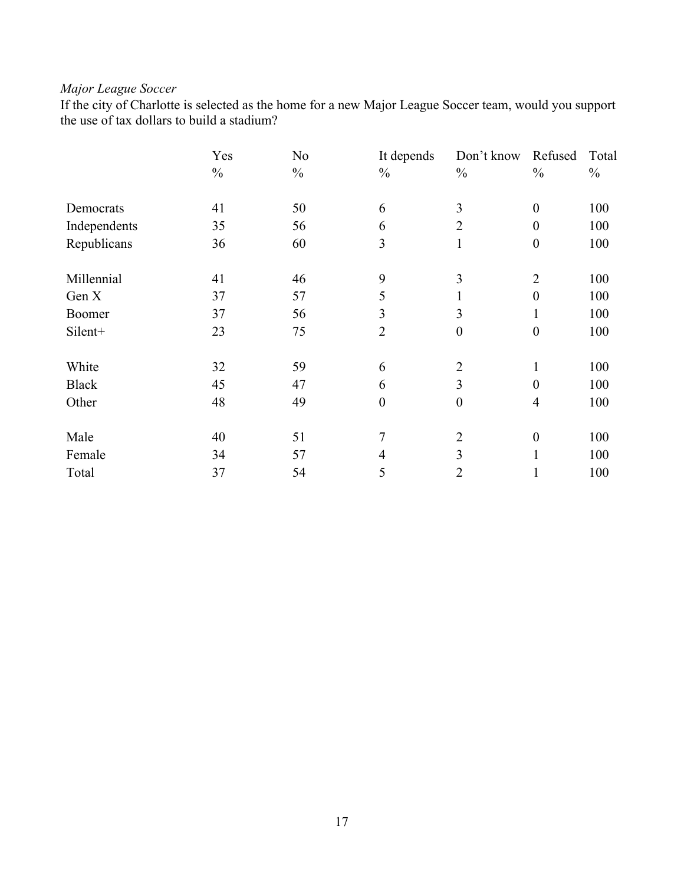*Major League Soccer*

If the city of Charlotte is selected as the home for a new Major League Soccer team, would you support the use of tax dollars to build a stadium?

| | Yes | No | It depends | Don't know | Refused | Total |
|---|---|---|---|---|---|---|
| | % | % | % | % | % | % |
| Democrats | 41 | 50 | 6 | 3 | 0 | 100 |
| Independents | 35 | 56 | 6 | 2 | 0 | 100 |
| Republicans | 36 | 60 | 3 | 1 | 0 | 100 |
| | | | | | | |
| Millennial | 41 | 46 | 9 | 3 | 2 | 100 |
| Gen X | 37 | 57 | 5 | 1 | 0 | 100 |
| Boomer | 37 | 56 | 3 | 3 | 1 | 100 |
| Silent+ | 23 | 75 | 2 | 0 | 0 | 100 |
| | | | | | | |
| White | 32 | 59 | 6 | 2 | 1 | 100 |
| Black | 45 | 47 | 6 | 3 | 0 | 100 |
| Other | 48 | 49 | 0 | 0 | 4 | 100 |
| | | | | | | |
| Male | 40 | 51 | 7 | 2 | 0 | 100 |
| Female | 34 | 57 | 4 | 3 | 1 | 100 |
| Total | 37 | 54 | 5 | 2 | 1 | 100 |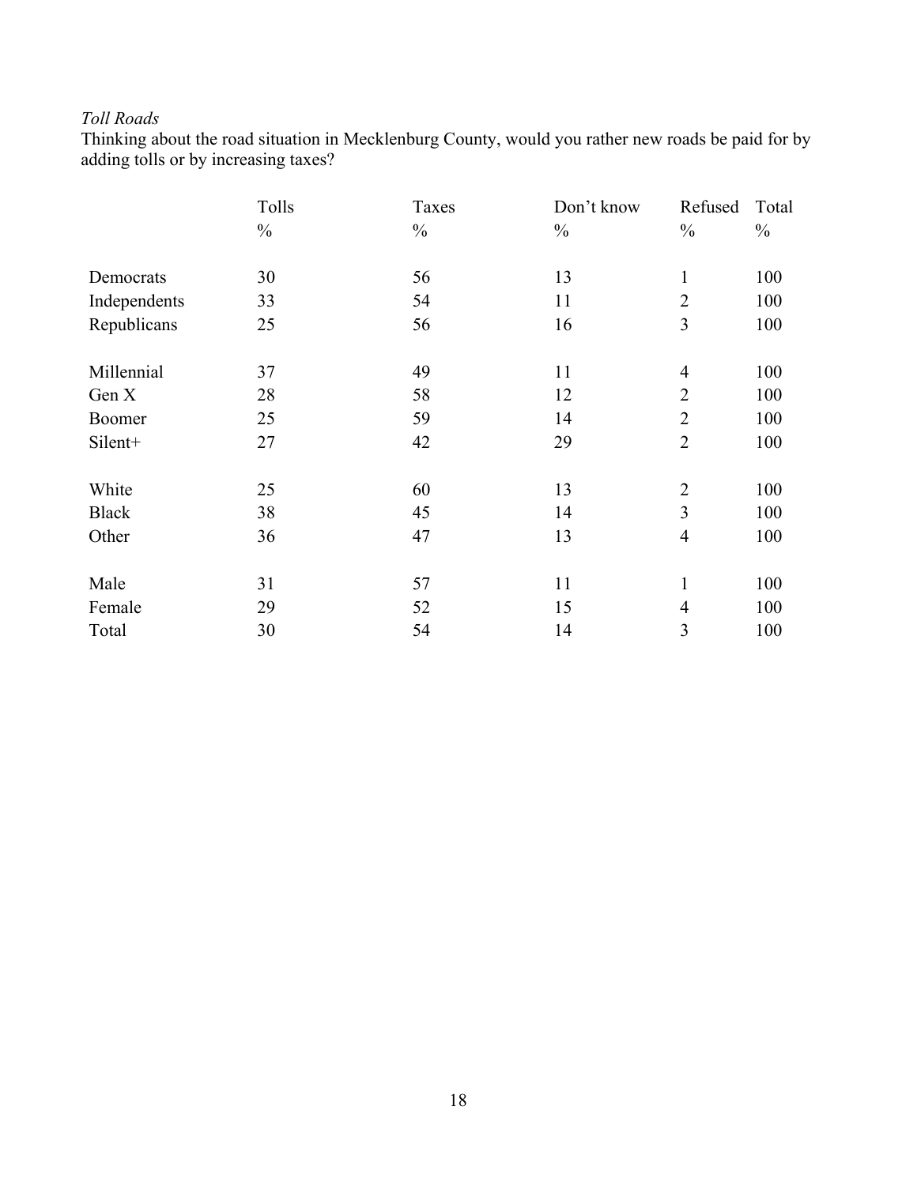*Toll Roads*

Thinking about the road situation in Mecklenburg County, would you rather new roads be paid for by adding tolls or by increasing taxes?

| | Tolls | Taxes | Don't know | Refused | Total |
|---|---|---|---|---|---|
| | % | % | % | % | % |
| Democrats | 30 | 56 | 13 | 1 | 100 |
| Independents | 33 | 54 | 11 | 2 | 100 |
| Republicans | 25 | 56 | 16 | 3 | 100 |
| Millennial | 37 | 49 | 11 | 4 | 100 |
| Gen X | 28 | 58 | 12 | 2 | 100 |
| Boomer | 25 | 59 | 14 | 2 | 100 |
| Silent+ | 27 | 42 | 29 | 2 | 100 |
| White | 25 | 60 | 13 | 2 | 100 |
| Black | 38 | 45 | 14 | 3 | 100 |
| Other | 36 | 47 | 13 | 4 | 100 |
| Male | 31 | 57 | 11 | 1 | 100 |
| Female | 29 | 52 | 15 | 4 | 100 |
| Total | 30 | 54 | 14 | 3 | 100 |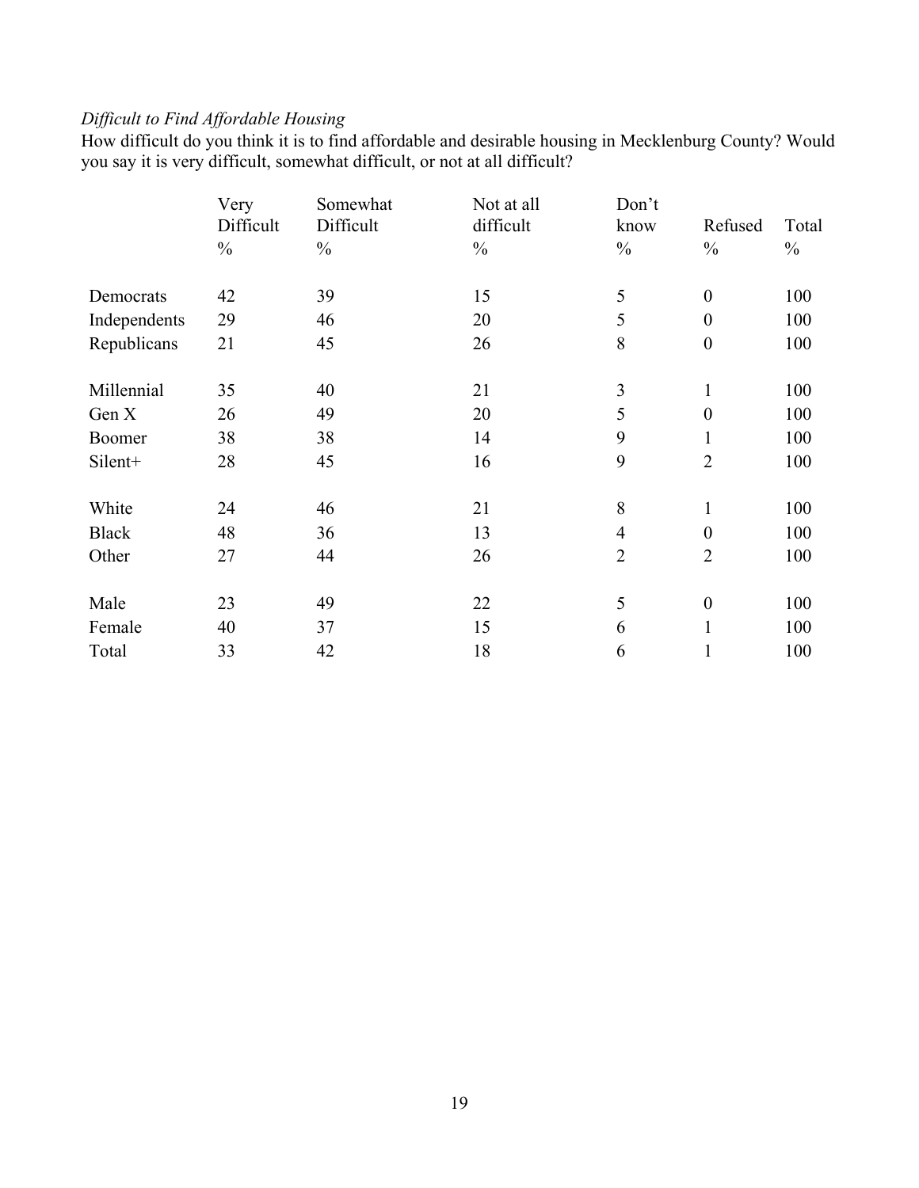*Difficult to Find Affordable Housing*

How difficult do you think it is to find affordable and desirable housing in Mecklenburg County? Would you say it is very difficult, somewhat difficult, or not at all difficult?

| | Very Difficult % | Somewhat Difficult % | Not at all difficult % | Don't know % | Refused % | Total % |
|---|---|---|---|---|---|---|
| Democrats | 42 | 39 | 15 | 5 | 0 | 100 |
| Independents | 29 | 46 | 20 | 5 | 0 | 100 |
| Republicans | 21 | 45 | 26 | 8 | 0 | 100 |
| | | | | | | |
| Millennial | 35 | 40 | 21 | 3 | 1 | 100 |
| Gen X | 26 | 49 | 20 | 5 | 0 | 100 |
| Boomer | 38 | 38 | 14 | 9 | 1 | 100 |
| Silent+ | 28 | 45 | 16 | 9 | 2 | 100 |
| | | | | | | |
| White | 24 | 46 | 21 | 8 | 1 | 100 |
| Black | 48 | 36 | 13 | 4 | 0 | 100 |
| Other | 27 | 44 | 26 | 2 | 2 | 100 |
| | | | | | | |
| Male | 23 | 49 | 22 | 5 | 0 | 100 |
| Female | 40 | 37 | 15 | 6 | 1 | 100 |
| Total | 33 | 42 | 18 | 6 | 1 | 100 |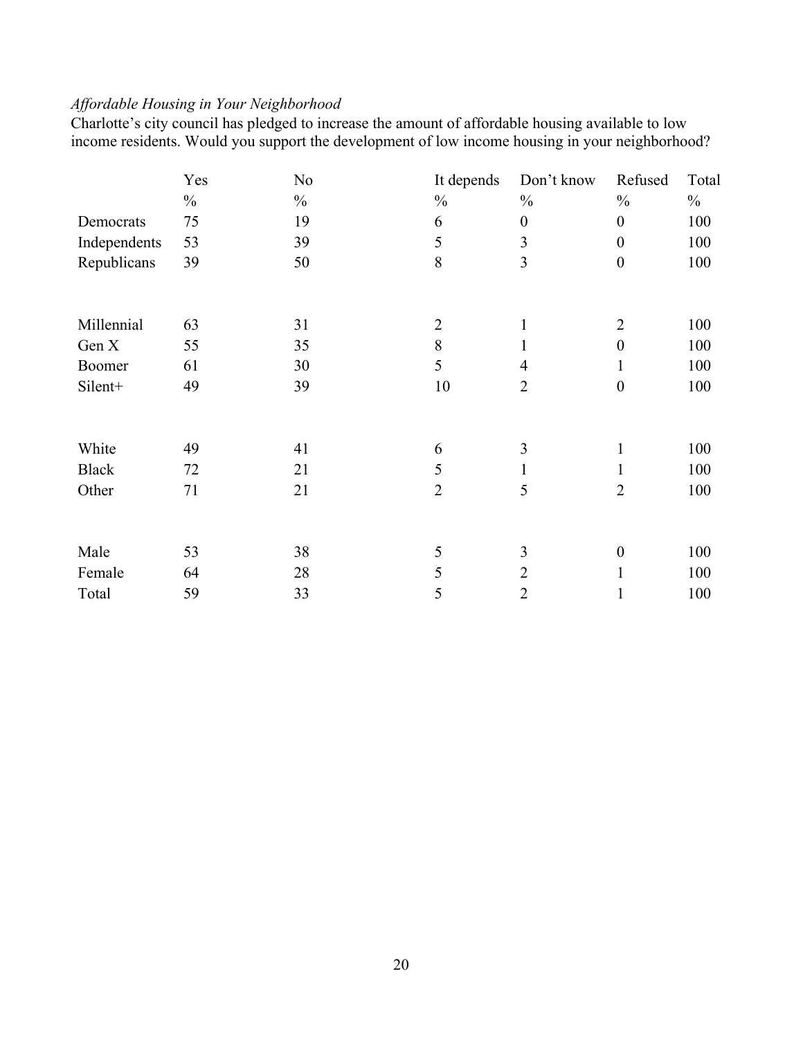*Affordable Housing in Your Neighborhood*

Charlotte's city council has pledged to increase the amount of affordable housing available to low income residents. Would you support the development of low income housing in your neighborhood?

| | Yes | No | It depends | Don't know | Refused | Total |
|---|---|---|---|---|---|---|
| | % | % | % | % | % | % |
| Democrats | 75 | 19 | 6 | 0 | 0 | 100 |
| Independents | 53 | 39 | 5 | 3 | 0 | 100 |
| Republicans | 39 | 50 | 8 | 3 | 0 | 100 |
| | | | | | | |
| Millennial | 63 | 31 | 2 | 1 | 2 | 100 |
| Gen X | 55 | 35 | 8 | 1 | 0 | 100 |
| Boomer | 61 | 30 | 5 | 4 | 1 | 100 |
| Silent+ | 49 | 39 | 10 | 2 | 0 | 100 |
| | | | | | | |
| White | 49 | 41 | 6 | 3 | 1 | 100 |
| Black | 72 | 21 | 5 | 1 | 1 | 100 |
| Other | 71 | 21 | 2 | 5 | 2 | 100 |
| | | | | | | |
| Male | 53 | 38 | 5 | 3 | 0 | 100 |
| Female | 64 | 28 | 5 | 2 | 1 | 100 |
| Total | 59 | 33 | 5 | 2 | 1 | 100 |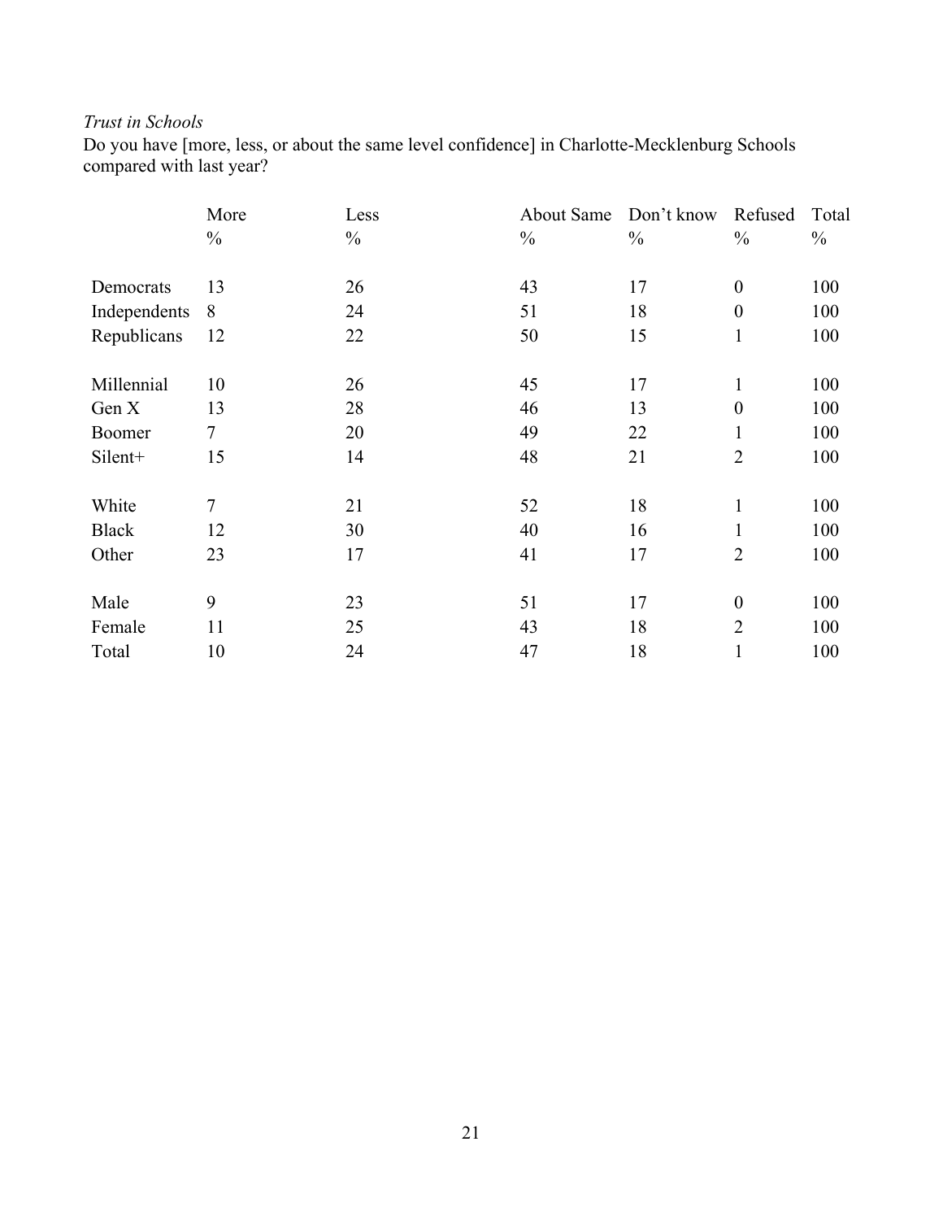*Trust in Schools*

Do you have [more, less, or about the same level confidence] in Charlotte-Mecklenburg Schools compared with last year?

| | More % | Less % | About Same % | Don't know % | Refused % | Total % |
|---|---|---|---|---|---|---|
| Democrats | 13 | 26 | 43 | 17 | 0 | 100 |
| Independents | 8 | 24 | 51 | 18 | 0 | 100 |
| Republicans | 12 | 22 | 50 | 15 | 1 | 100 |
| | | | | | | |
| Millennial | 10 | 26 | 45 | 17 | 1 | 100 |
| Gen X | 13 | 28 | 46 | 13 | 0 | 100 |
| Boomer | 7 | 20 | 49 | 22 | 1 | 100 |
| Silent+ | 15 | 14 | 48 | 21 | 2 | 100 |
| | | | | | | |
| White | 7 | 21 | 52 | 18 | 1 | 100 |
| Black | 12 | 30 | 40 | 16 | 1 | 100 |
| Other | 23 | 17 | 41 | 17 | 2 | 100 |
| | | | | | | |
| Male | 9 | 23 | 51 | 17 | 0 | 100 |
| Female | 11 | 25 | 43 | 18 | 2 | 100 |
| Total | 10 | 24 | 47 | 18 | 1 | 100 |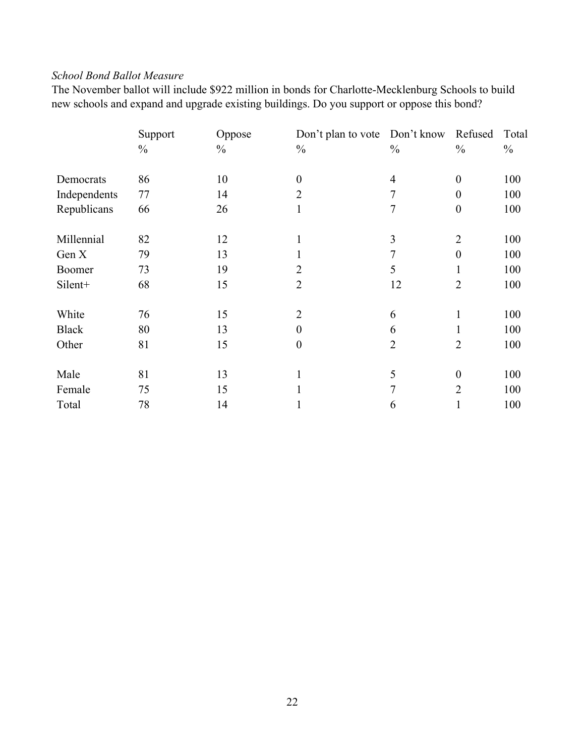*School Bond Ballot Measure*

The November ballot will include $922 million in bonds for Charlotte-Mecklenburg Schools to build new schools and expand and upgrade existing buildings. Do you support or oppose this bond?

| | Support | Oppose | Don't plan to vote | Don't know | Refused | Total |
|---|---|---|---|---|---|---|
| | % | % | % | % | % | % |
| Democrats | 86 | 10 | 0 | 4 | 0 | 100 |
| Independents | 77 | 14 | 2 | 7 | 0 | 100 |
| Republicans | 66 | 26 | 1 | 7 | 0 | 100 |
| | | | | | | |
| Millennial | 82 | 12 | 1 | 3 | 2 | 100 |
| Gen X | 79 | 13 | 1 | 7 | 0 | 100 |
| Boomer | 73 | 19 | 2 | 5 | 1 | 100 |
| Silent+ | 68 | 15 | 2 | 12 | 2 | 100 |
| | | | | | | |
| White | 76 | 15 | 2 | 6 | 1 | 100 |
| Black | 80 | 13 | 0 | 6 | 1 | 100 |
| Other | 81 | 15 | 0 | 2 | 2 | 100 |
| | | | | | | |
| Male | 81 | 13 | 1 | 5 | 0 | 100 |
| Female | 75 | 15 | 1 | 7 | 2 | 100 |
| Total | 78 | 14 | 1 | 6 | 1 | 100 |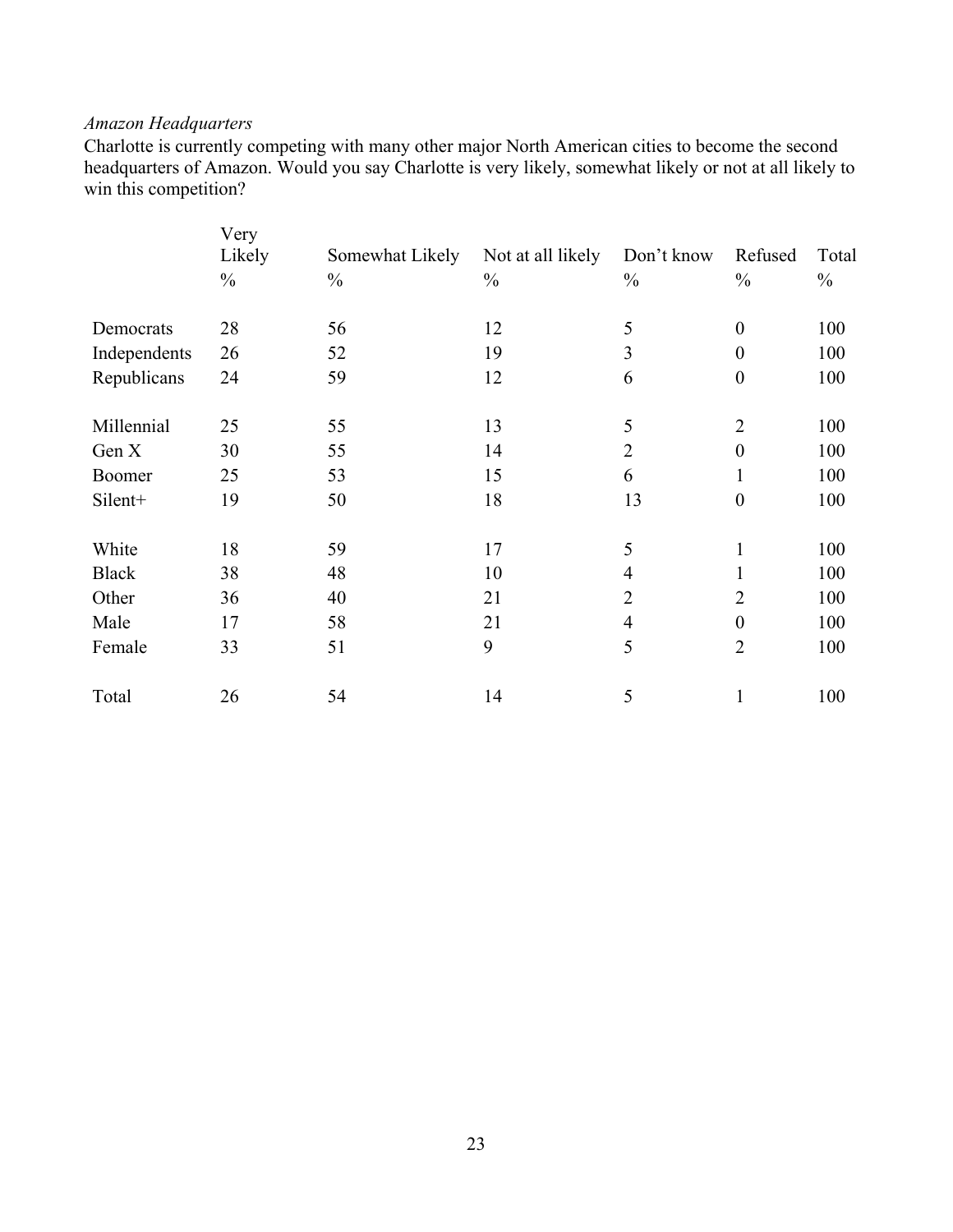*Amazon Headquarters*

Charlotte is currently competing with many other major North American cities to become the second headquarters of Amazon. Would you say Charlotte is very likely, somewhat likely or not at all likely to win this competition?

| | Very Likely % | Somewhat Likely % | Not at all likely % | Don't know % | Refused % | Total % |
|---|---|---|---|---|---|---|
| Democrats | 28 | 56 | 12 | 5 | 0 | 100 |
| Independents | 26 | 52 | 19 | 3 | 0 | 100 |
| Republicans | 24 | 59 | 12 | 6 | 0 | 100 |
| | | | | | | |
| Millennial | 25 | 55 | 13 | 5 | 2 | 100 |
| Gen X | 30 | 55 | 14 | 2 | 0 | 100 |
| Boomer | 25 | 53 | 15 | 6 | 1 | 100 |
| Silent+ | 19 | 50 | 18 | 13 | 0 | 100 |
| | | | | | | |
| White | 18 | 59 | 17 | 5 | 1 | 100 |
| Black | 38 | 48 | 10 | 4 | 1 | 100 |
| Other | 36 | 40 | 21 | 2 | 2 | 100 |
| Male | 17 | 58 | 21 | 4 | 0 | 100 |
| Female | 33 | 51 | 9 | 5 | 2 | 100 |
| | | | | | | |
| Total | 26 | 54 | 14 | 5 | 1 | 100 |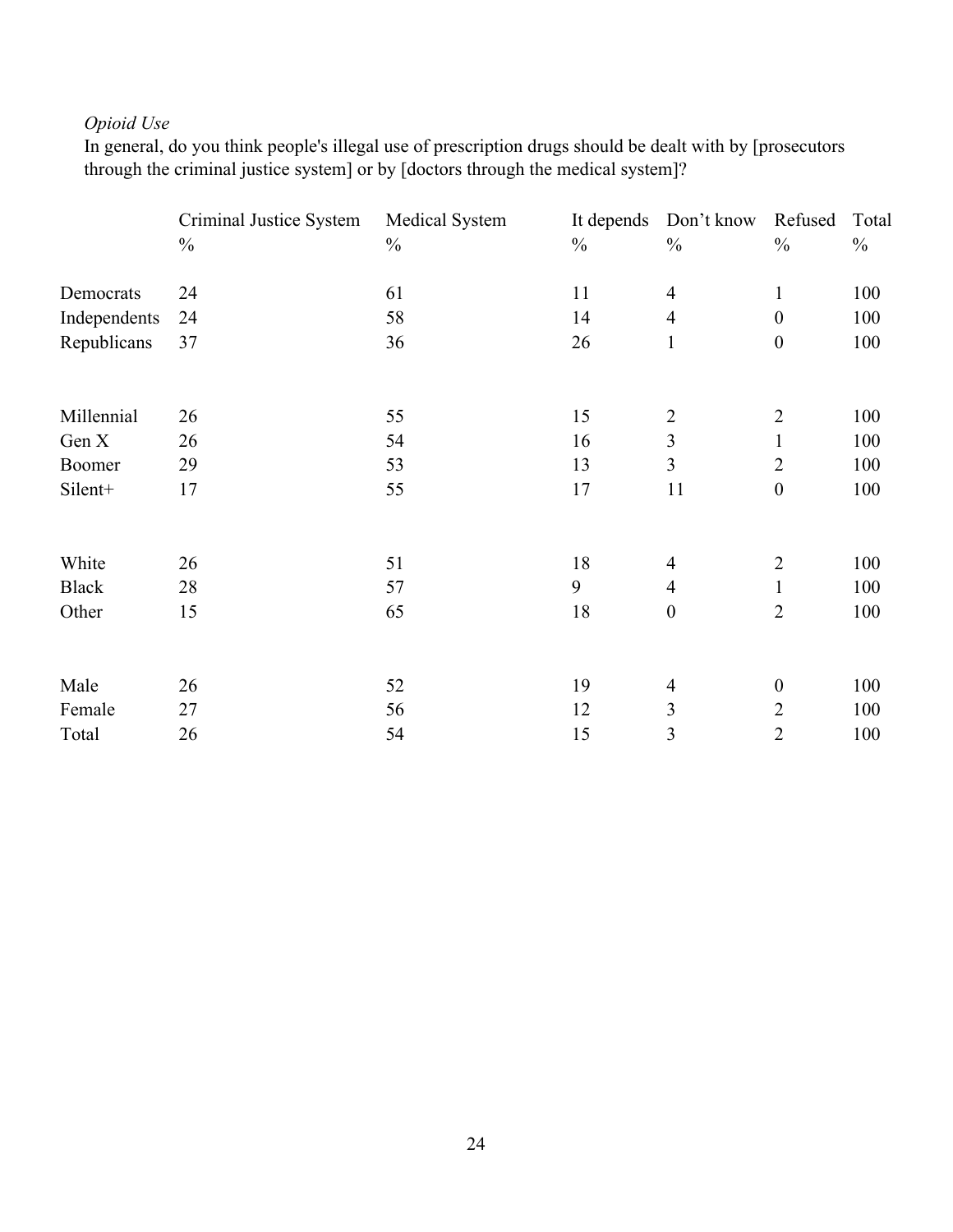*Opioid Use*

In general, do you think people's illegal use of prescription drugs should be dealt with by [prosecutors through the criminal justice system] or by [doctors through the medical system]?

| | Criminal Justice System | Medical System | It depends | Don't know | Refused | Total |
|---|---|---|---|---|---|---|
| | % | % | % | % | % | % |
| Democrats | 24 | 61 | 11 | 4 | 1 | 100 |
| Independents | 24 | 58 | 14 | 4 | 0 | 100 |
| Republicans | 37 | 36 | 26 | 1 | 0 | 100 |
| | | | | | | |
| Millennial | 26 | 55 | 15 | 2 | 2 | 100 |
| Gen X | 26 | 54 | 16 | 3 | 1 | 100 |
| Boomer | 29 | 53 | 13 | 3 | 2 | 100 |
| Silent+ | 17 | 55 | 17 | 11 | 0 | 100 |
| | | | | | | |
| White | 26 | 51 | 18 | 4 | 2 | 100 |
| Black | 28 | 57 | 9 | 4 | 1 | 100 |
| Other | 15 | 65 | 18 | 0 | 2 | 100 |
| | | | | | | |
| Male | 26 | 52 | 19 | 4 | 0 | 100 |
| Female | 27 | 56 | 12 | 3 | 2 | 100 |
| Total | 26 | 54 | 15 | 3 | 2 | 100 |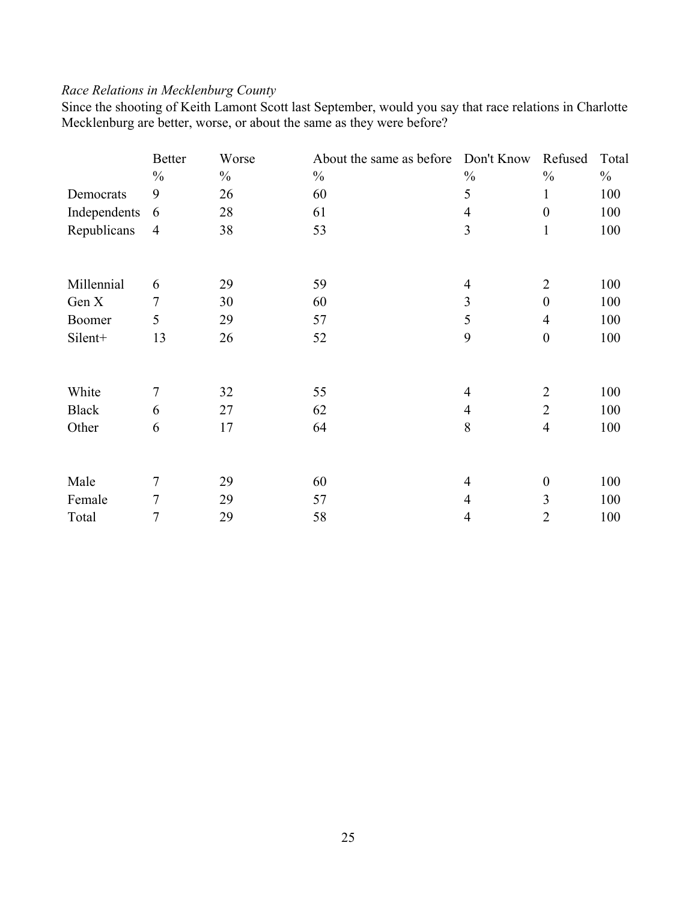*Race Relations in Mecklenburg County*

Since the shooting of Keith Lamont Scott last September, would you say that race relations in Charlotte Mecklenburg are better, worse, or about the same as they were before?

| | Better | Worse | About the same as before | Don't Know | Refused | Total |
|---|---|---|---|---|---|---|
| | % | % | % | % | % | % |
| Democrats | 9 | 26 | 60 | 5 | 1 | 100 |
| Independents | 6 | 28 | 61 | 4 | 0 | 100 |
| Republicans | 4 | 38 | 53 | 3 | 1 | 100 |
| | | | | | | |
| Millennial | 6 | 29 | 59 | 4 | 2 | 100 |
| Gen X | 7 | 30 | 60 | 3 | 0 | 100 |
| Boomer | 5 | 29 | 57 | 5 | 4 | 100 |
| Silent+ | 13 | 26 | 52 | 9 | 0 | 100 |
| | | | | | | |
| White | 7 | 32 | 55 | 4 | 2 | 100 |
| Black | 6 | 27 | 62 | 4 | 2 | 100 |
| Other | 6 | 17 | 64 | 8 | 4 | 100 |
| | | | | | | |
| Male | 7 | 29 | 60 | 4 | 0 | 100 |
| Female | 7 | 29 | 57 | 4 | 3 | 100 |
| Total | 7 | 29 | 58 | 4 | 2 | 100 |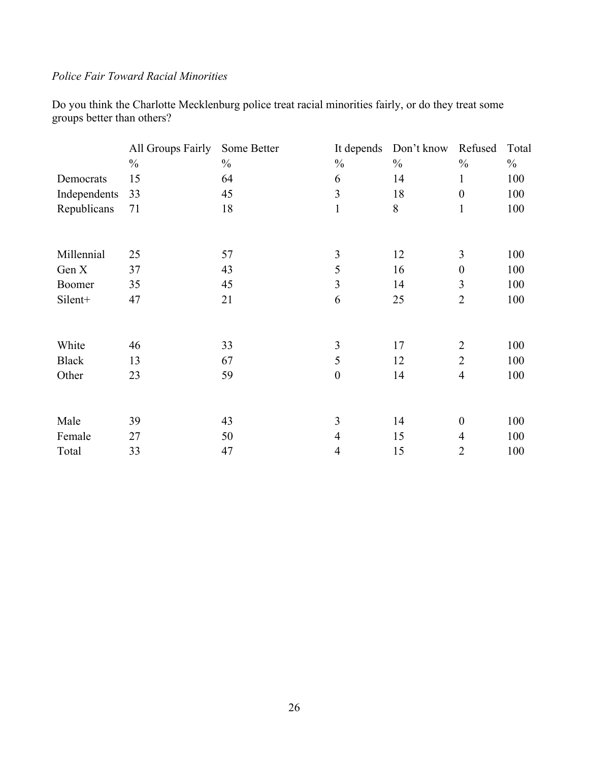*Police Fair Toward Racial Minorities*

Do you think the Charlotte Mecklenburg police treat racial minorities fairly, or do they treat some groups better than others?

| | All Groups Fairly | Some Better | It depends | Don't know | Refused | Total |
|---|---|---|---|---|---|---|
| | % | % | % | % | % | % |
| Democrats | 15 | 64 | 6 | 14 | 1 | 100 |
| Independents | 33 | 45 | 3 | 18 | 0 | 100 |
| Republicans | 71 | 18 | 1 | 8 | 1 | 100 |
| | | | | | | |
| Millennial | 25 | 57 | 3 | 12 | 3 | 100 |
| Gen X | 37 | 43 | 5 | 16 | 0 | 100 |
| Boomer | 35 | 45 | 3 | 14 | 3 | 100 |
| Silent+ | 47 | 21 | 6 | 25 | 2 | 100 |
| | | | | | | |
| White | 46 | 33 | 3 | 17 | 2 | 100 |
| Black | 13 | 67 | 5 | 12 | 2 | 100 |
| Other | 23 | 59 | 0 | 14 | 4 | 100 |
| | | | | | | |
| Male | 39 | 43 | 3 | 14 | 0 | 100 |
| Female | 27 | 50 | 4 | 15 | 4 | 100 |
| Total | 33 | 47 | 4 | 15 | 2 | 100 |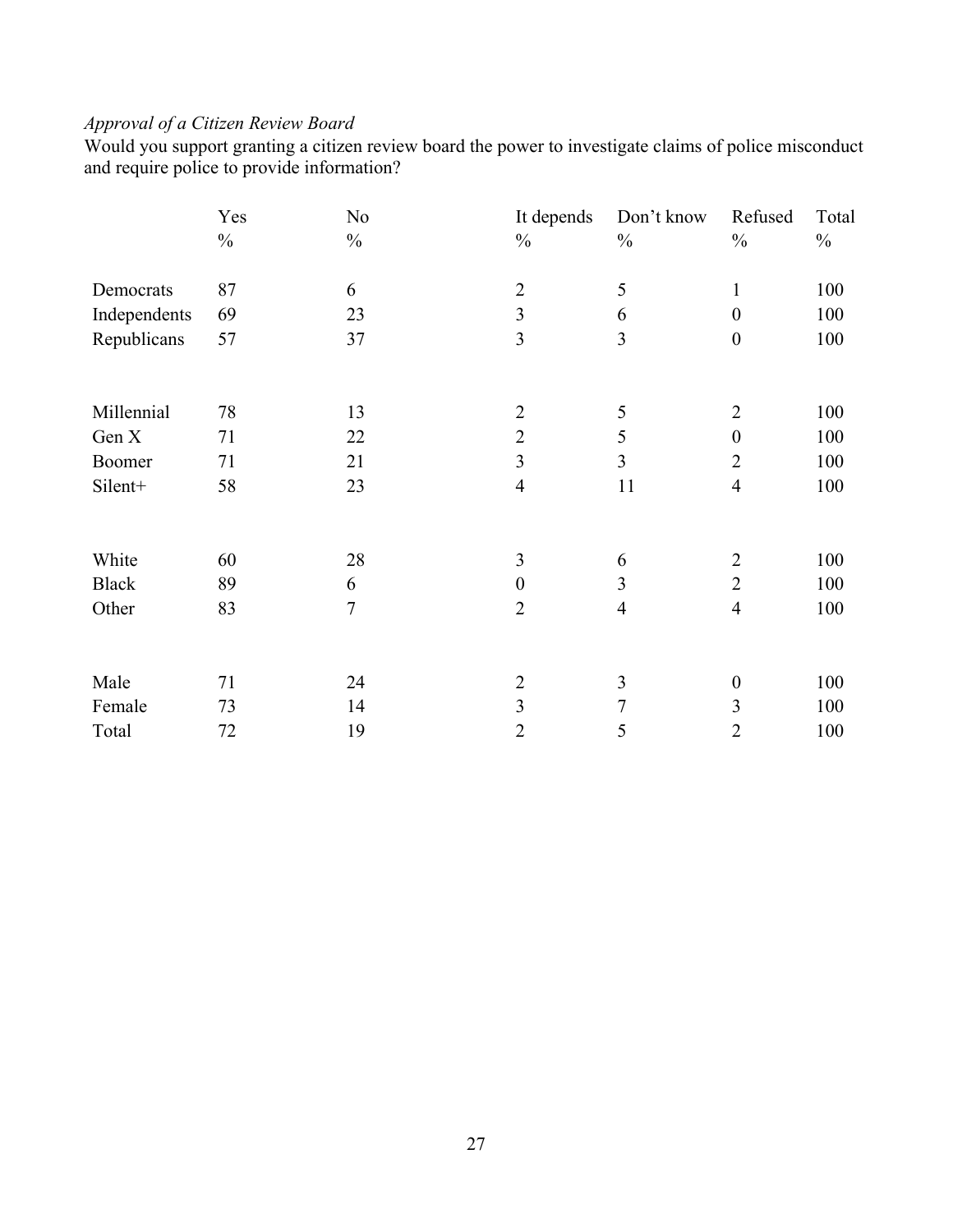*Approval of a Citizen Review Board*

Would you support granting a citizen review board the power to investigate claims of police misconduct and require police to provide information?

| | Yes<br>% | No<br>% | It depends<br>% | Don't know<br>% | Refused<br>% | Total<br>% |
|---|---|---|---|---|---|---|
| Democrats | 87 | 6 | 2 | 5 | 1 | 100 |
| Independents | 69 | 23 | 3 | 6 | 0 | 100 |
| Republicans | 57 | 37 | 3 | 3 | 0 | 100 |
| | | | | | | |
| Millennial | 78 | 13 | 2 | 5 | 2 | 100 |
| Gen X | 71 | 22 | 2 | 5 | 0 | 100 |
| Boomer | 71 | 21 | 3 | 3 | 2 | 100 |
| Silent+ | 58 | 23 | 4 | 11 | 4 | 100 |
| | | | | | | |
| White | 60 | 28 | 3 | 6 | 2 | 100 |
| Black | 89 | 6 | 0 | 3 | 2 | 100 |
| Other | 83 | 7 | 2 | 4 | 4 | 100 |
| | | | | | | |
| Male | 71 | 24 | 2 | 3 | 0 | 100 |
| Female | 73 | 14 | 3 | 7 | 3 | 100 |
| Total | 72 | 19 | 2 | 5 | 2 | 100 |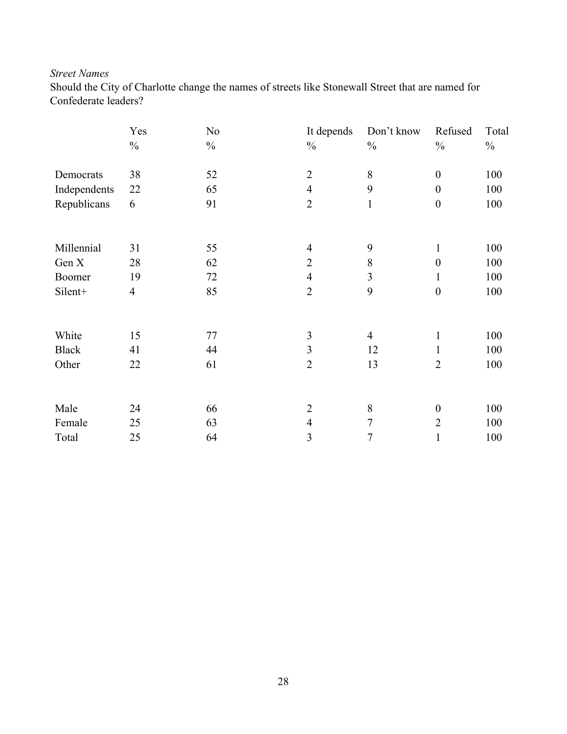*Street Names*

Should the City of Charlotte change the names of streets like Stonewall Street that are named for Confederate leaders?

| | Yes | No | It depends | Don't know | Refused | Total |
|---|---|---|---|---|---|---|
| | % | % | % | % | % | % |
| Democrats | 38 | 52 | 2 | 8 | 0 | 100 |
| Independents | 22 | 65 | 4 | 9 | 0 | 100 |
| Republicans | 6 | 91 | 2 | 1 | 0 | 100 |
| | | | | | | |
| Millennial | 31 | 55 | 4 | 9 | 1 | 100 |
| Gen X | 28 | 62 | 2 | 8 | 0 | 100 |
| Boomer | 19 | 72 | 4 | 3 | 1 | 100 |
| Silent+ | 4 | 85 | 2 | 9 | 0 | 100 |
| | | | | | | |
| White | 15 | 77 | 3 | 4 | 1 | 100 |
| Black | 41 | 44 | 3 | 12 | 1 | 100 |
| Other | 22 | 61 | 2 | 13 | 2 | 100 |
| | | | | | | |
| Male | 24 | 66 | 2 | 8 | 0 | 100 |
| Female | 25 | 63 | 4 | 7 | 2 | 100 |
| Total | 25 | 64 | 3 | 7 | 1 | 100 |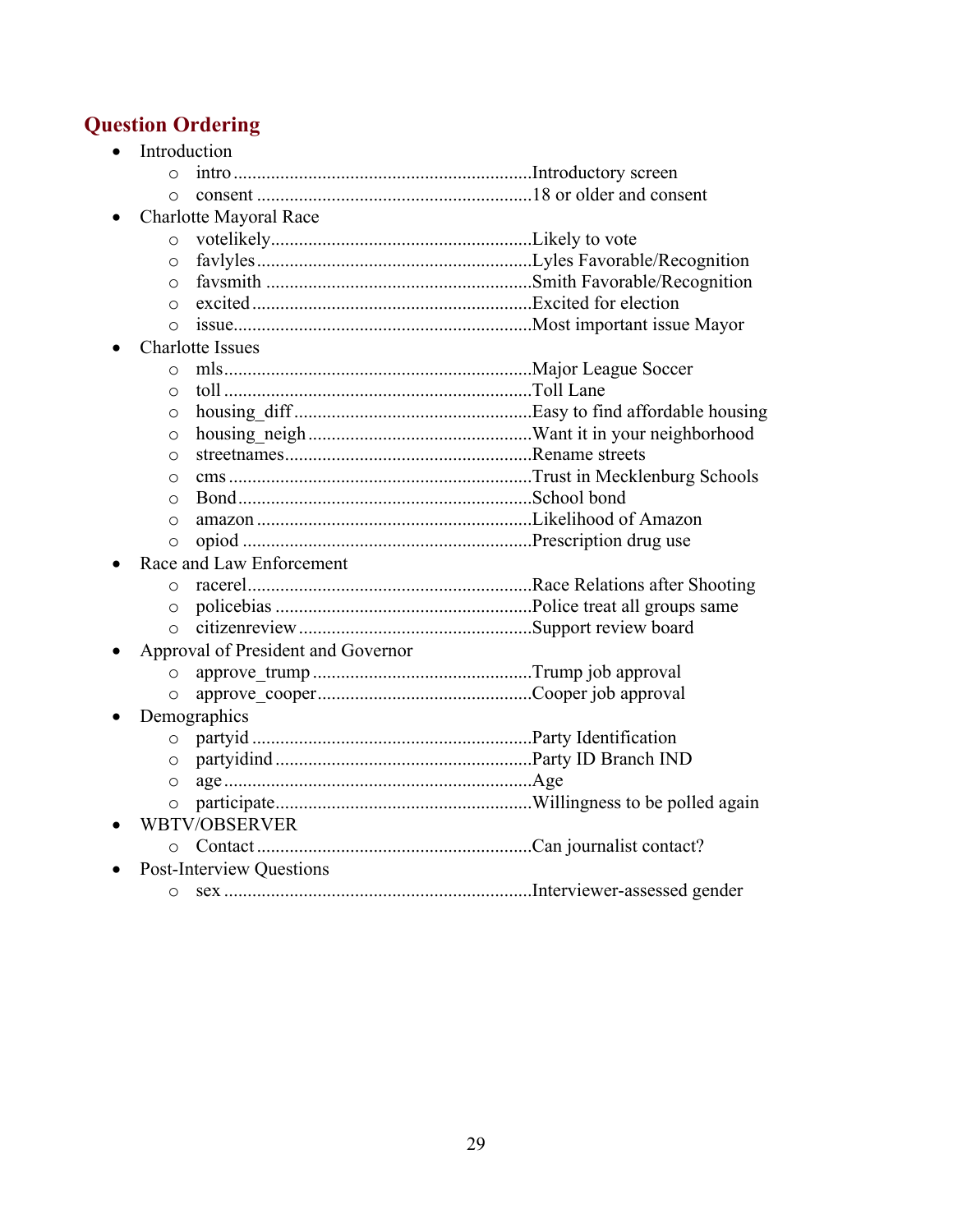## Question Ordering

- Introduction
  - intro ................................................................Introductory screen
  - consent ...........................................................18 or older and consent
- Charlotte Mayoral Race
  - votelikely........................................................Likely to vote
  - favlyles...........................................................Lyles Favorable/Recognition
  - favsmith .........................................................Smith Favorable/Recognition
  - excited............................................................Excited for election
  - issue.................................................................Most important issue Mayor
- Charlotte Issues
  - mls...................................................................Major League Soccer
  - toll ...................................................................Toll Lane
  - housing_diff....................................................Easy to find affordable housing
  - housing_neigh .................................................Want it in your neighborhood
  - streetnames......................................................Rename streets
  - cms ..................................................................Trust in Mecklenburg Schools
  - Bond.................................................................School bond
  - amazon ............................................................Likelihood of Amazon
  - opiod ...............................................................Prescription drug use
- Race and Law Enforcement
  - racerel..............................................................Race Relations after Shooting
  - policebias ........................................................Police treat all groups same
  - citizenreview ...................................................Support review board
- Approval of President and Governor
  - approve_trump ...............................................Trump job approval
  - approve_cooper..............................................Cooper job approval
- Demographics
  - partyid .............................................................Party Identification
  - partyidind ........................................................Party ID Branch IND
  - age...................................................................Age
  - participate........................................................Willingness to be polled again
- WBTV/OBSERVER
  - Contact ............................................................Can journalist contact?
- Post-Interview Questions
  - sex ...................................................................Interviewer-assessed gender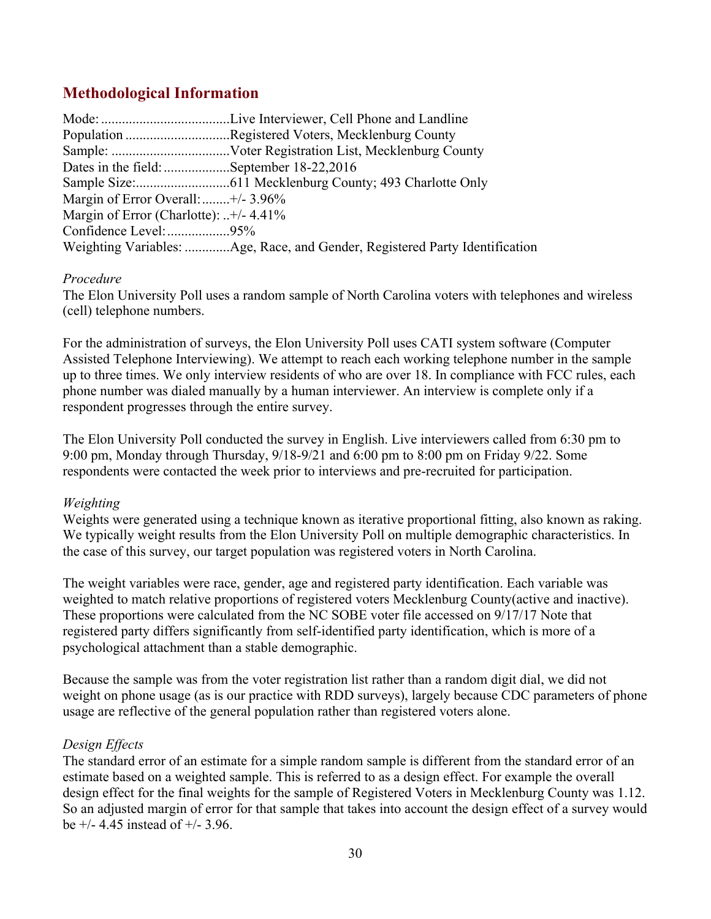## Methodological Information

Mode: ....................................Live Interviewer, Cell Phone and Landline
Population .............................Registered Voters, Mecklenburg County
Sample: .................................Voter Registration List, Mecklenburg County
Dates in the field: ..................September 18-22,2016
Sample Size:..........................611 Mecklenburg County; 493 Charlotte Only
Margin of Error Overall: ........+/- 3.96%
Margin of Error (Charlotte): ..+/- 4.41%
Confidence Level:.................95%
Weighting Variables: ............Age, Race, and Gender, Registered Party Identification

*Procedure*

The Elon University Poll uses a random sample of North Carolina voters with telephones and wireless (cell) telephone numbers.

For the administration of surveys, the Elon University Poll uses CATI system software (Computer Assisted Telephone Interviewing). We attempt to reach each working telephone number in the sample up to three times. We only interview residents of who are over 18. In compliance with FCC rules, each phone number was dialed manually by a human interviewer. An interview is complete only if a respondent progresses through the entire survey.

The Elon University Poll conducted the survey in English. Live interviewers called from 6:30 pm to 9:00 pm, Monday through Thursday, 9/18-9/21 and 6:00 pm to 8:00 pm on Friday 9/22. Some respondents were contacted the week prior to interviews and pre-recruited for participation.

*Weighting*

Weights were generated using a technique known as iterative proportional fitting, also known as raking. We typically weight results from the Elon University Poll on multiple demographic characteristics. In the case of this survey, our target population was registered voters in North Carolina.

The weight variables were race, gender, age and registered party identification. Each variable was weighted to match relative proportions of registered voters Mecklenburg County(active and inactive). These proportions were calculated from the NC SOBE voter file accessed on 9/17/17 Note that registered party differs significantly from self-identified party identification, which is more of a psychological attachment than a stable demographic.

Because the sample was from the voter registration list rather than a random digit dial, we did not weight on phone usage (as is our practice with RDD surveys), largely because CDC parameters of phone usage are reflective of the general population rather than registered voters alone.

*Design Effects*

The standard error of an estimate for a simple random sample is different from the standard error of an estimate based on a weighted sample. This is referred to as a design effect. For example the overall design effect for the final weights for the sample of Registered Voters in Mecklenburg County was 1.12. So an adjusted margin of error for that sample that takes into account the design effect of a survey would be +/- 4.45 instead of +/- 3.96.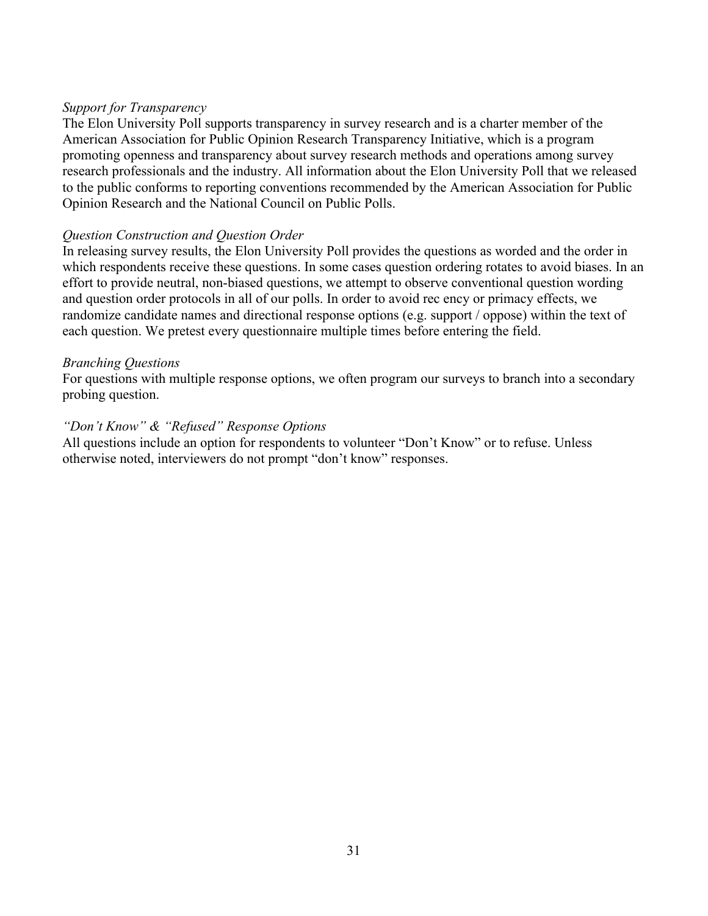*Support for Transparency*

The Elon University Poll supports transparency in survey research and is a charter member of the American Association for Public Opinion Research Transparency Initiative, which is a program promoting openness and transparency about survey research methods and operations among survey research professionals and the industry. All information about the Elon University Poll that we released to the public conforms to reporting conventions recommended by the American Association for Public Opinion Research and the National Council on Public Polls.

*Question Construction and Question Order*

In releasing survey results, the Elon University Poll provides the questions as worded and the order in which respondents receive these questions. In some cases question ordering rotates to avoid biases. In an effort to provide neutral, non-biased questions, we attempt to observe conventional question wording and question order protocols in all of our polls. In order to avoid rec ency or primacy effects, we randomize candidate names and directional response options (e.g. support / oppose) within the text of each question. We pretest every questionnaire multiple times before entering the field.

*Branching Questions*

For questions with multiple response options, we often program our surveys to branch into a secondary probing question.

*"Don't Know" & "Refused" Response Options*

All questions include an option for respondents to volunteer "Don't Know" or to refuse. Unless otherwise noted, interviewers do not prompt "don't know" responses.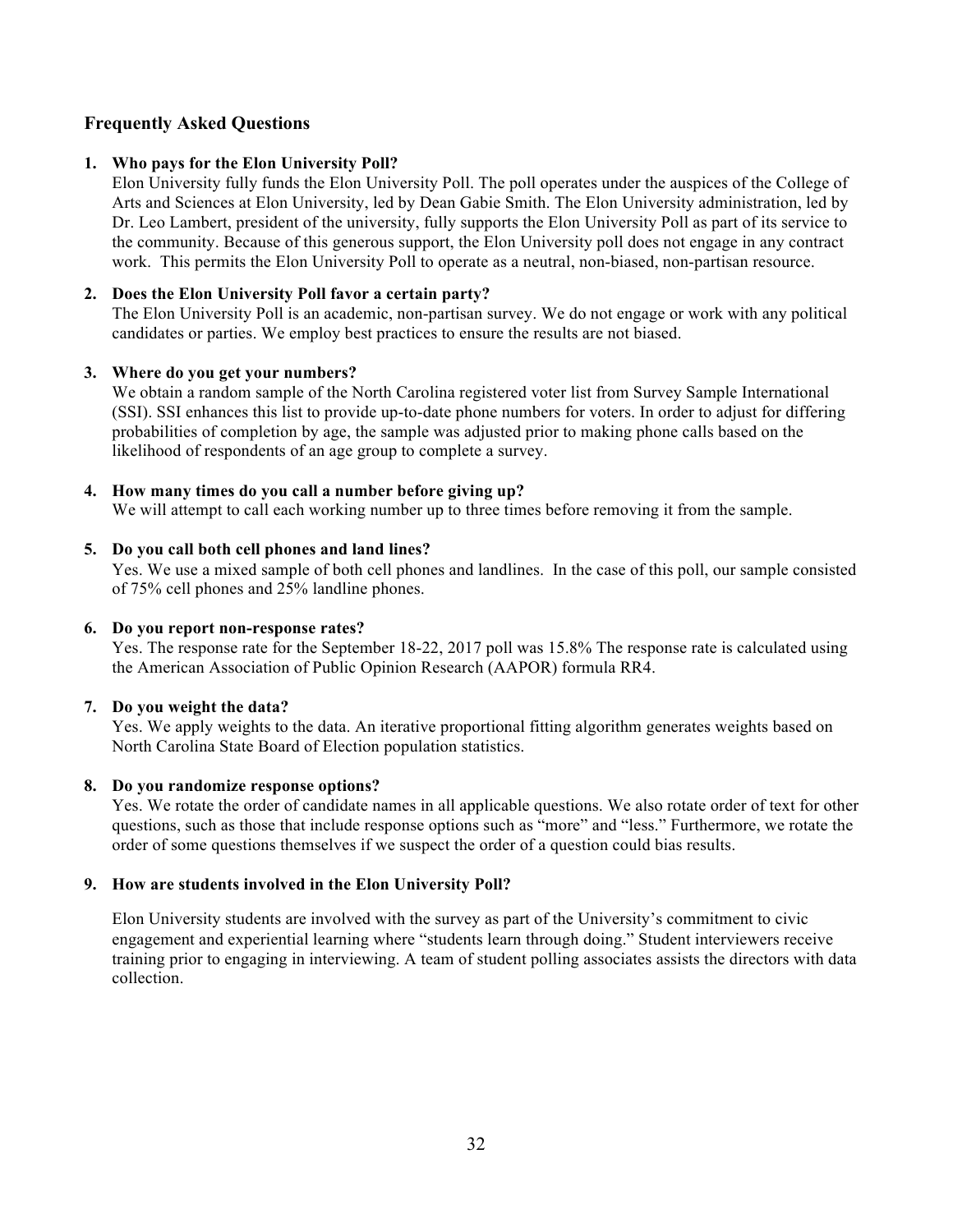## Frequently Asked Questions

1. **Who pays for the Elon University Poll?**
   Elon University fully funds the Elon University Poll. The poll operates under the auspices of the College of Arts and Sciences at Elon University, led by Dean Gabie Smith. The Elon University administration, led by Dr. Leo Lambert, president of the university, fully supports the Elon University Poll as part of its service to the community. Because of this generous support, the Elon University poll does not engage in any contract work. This permits the Elon University Poll to operate as a neutral, non-biased, non-partisan resource.

2. **Does the Elon University Poll favor a certain party?**
   The Elon University Poll is an academic, non-partisan survey. We do not engage or work with any political candidates or parties. We employ best practices to ensure the results are not biased.

3. **Where do you get your numbers?**
   We obtain a random sample of the North Carolina registered voter list from Survey Sample International (SSI). SSI enhances this list to provide up-to-date phone numbers for voters. In order to adjust for differing probabilities of completion by age, the sample was adjusted prior to making phone calls based on the likelihood of respondents of an age group to complete a survey.

4. **How many times do you call a number before giving up?**
   We will attempt to call each working number up to three times before removing it from the sample.

5. **Do you call both cell phones and land lines?**
   Yes. We use a mixed sample of both cell phones and landlines. In the case of this poll, our sample consisted of 75% cell phones and 25% landline phones.

6. **Do you report non-response rates?**
   Yes. The response rate for the September 18-22, 2017 poll was 15.8% The response rate is calculated using the American Association of Public Opinion Research (AAPOR) formula RR4.

7. **Do you weight the data?**
   Yes. We apply weights to the data. An iterative proportional fitting algorithm generates weights based on North Carolina State Board of Election population statistics.

8. **Do you randomize response options?**
   Yes. We rotate the order of candidate names in all applicable questions. We also rotate order of text for other questions, such as those that include response options such as "more" and "less." Furthermore, we rotate the order of some questions themselves if we suspect the order of a question could bias results.

9. **How are students involved in the Elon University Poll?**

   Elon University students are involved with the survey as part of the University's commitment to civic engagement and experiential learning where "students learn through doing." Student interviewers receive training prior to engaging in interviewing. A team of student polling associates assists the directors with data collection.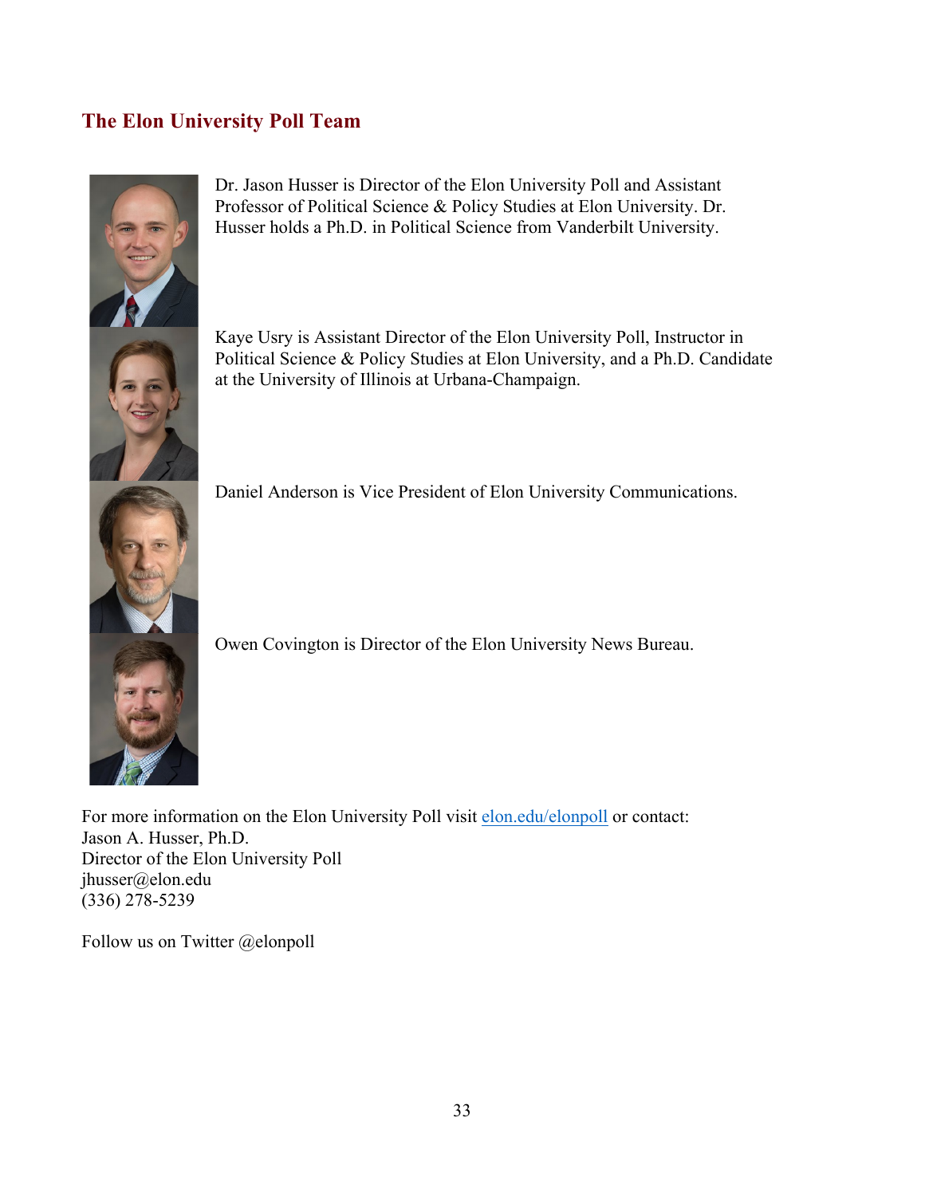## The Elon University Poll Team

Dr. Jason Husser is Director of the Elon University Poll and Assistant Professor of Political Science & Policy Studies at Elon University. Dr. Husser holds a Ph.D. in Political Science from Vanderbilt University.

Kaye Usry is Assistant Director of the Elon University Poll, Instructor in Political Science & Policy Studies at Elon University, and a Ph.D. Candidate at the University of Illinois at Urbana-Champaign.

Daniel Anderson is Vice President of Elon University Communications.

Owen Covington is Director of the Elon University News Bureau.

For more information on the Elon University Poll visit elon.edu/elonpoll or contact:
Jason A. Husser, Ph.D.
Director of the Elon University Poll
jhusser@elon.edu
(336) 278-5239

Follow us on Twitter @elonpoll